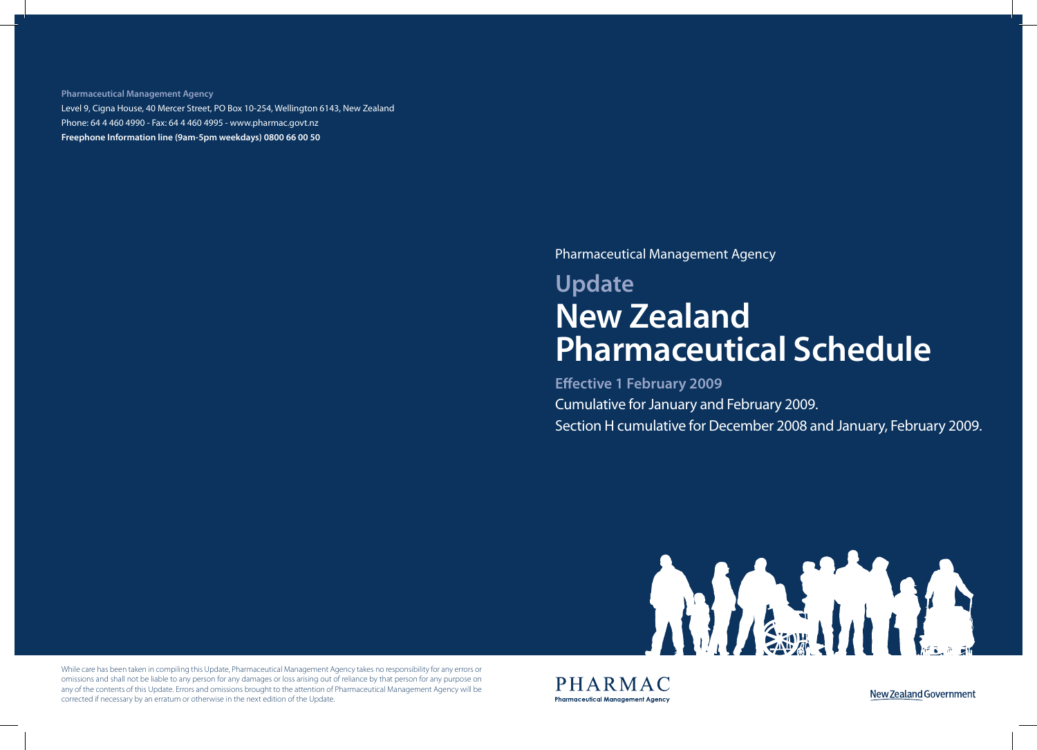**Pharmaceutical Management Agency**

Level 9, Cigna House, 40 Mercer Street, PO Box 10-254, Wellington 6143, New Zealand

Phone: 64 4 460 4990 - Fax: 64 4 460 4995 - www.pharmac.govt.nz

**Freephone Information line (9am-5pm weekdays) 0800 66 00 50**

Pharmaceutical Management Agency

## Update

# New Zealand Pharmaceutical Schedule

**Effective 1 February 2009**

Cumulative for January and February 2009.

Section H cumulative for December 2008 and January, February 2009.

While care has been taken in compiling this Update, Pharmaceutical Management Agency takes no responsibility for any errors or omissions and shall not be liable to any person for any damages or loss arising out of reliance by that person for any purpose on any of the contents of this Update. Errors and omissions brought to the attention of Pharmaceutical Management Agency will be corrected if necessary by an erratum or otherwise in the next edition of the Update.

PHARMAC
Pharmaceutical Management Agency

New Zealand Government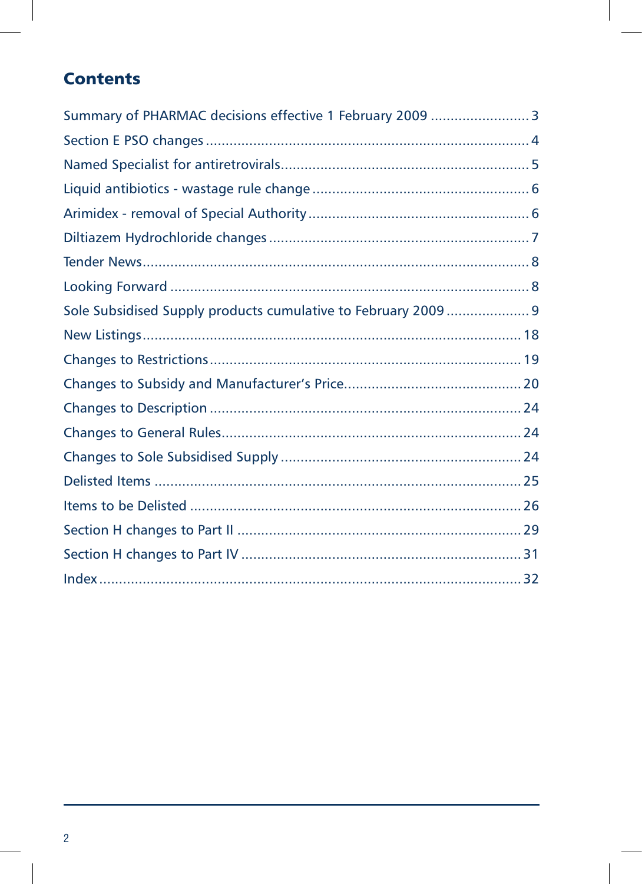# Contents

Summary of PHARMAC decisions effective 1 February 2009 ........................ 3
Section E PSO changes ................................................................................ 4
Named Specialist for antiretrovirals.............................................................. 5
Liquid antibiotics - wastage rule change ...................................................... 6
Arimidex - removal of Special Authority ....................................................... 6
Diltiazem Hydrochloride changes ................................................................. 7
Tender News................................................................................................ 8
Looking Forward ......................................................................................... 8
Sole Subsidised Supply products cumulative to February 2009 .................... 9
New Listings............................................................................................... 18
Changes to Restrictions .............................................................................. 19
Changes to Subsidy and Manufacturer's Price............................................ 20
Changes to Description .............................................................................. 24
Changes to General Rules........................................................................... 24
Changes to Sole Subsidised Supply ............................................................ 24
Delisted Items ............................................................................................ 25
Items to be Delisted ................................................................................... 26
Section H changes to Part II ....................................................................... 29
Section H changes to Part IV ...................................................................... 31
Index .......................................................................................................... 32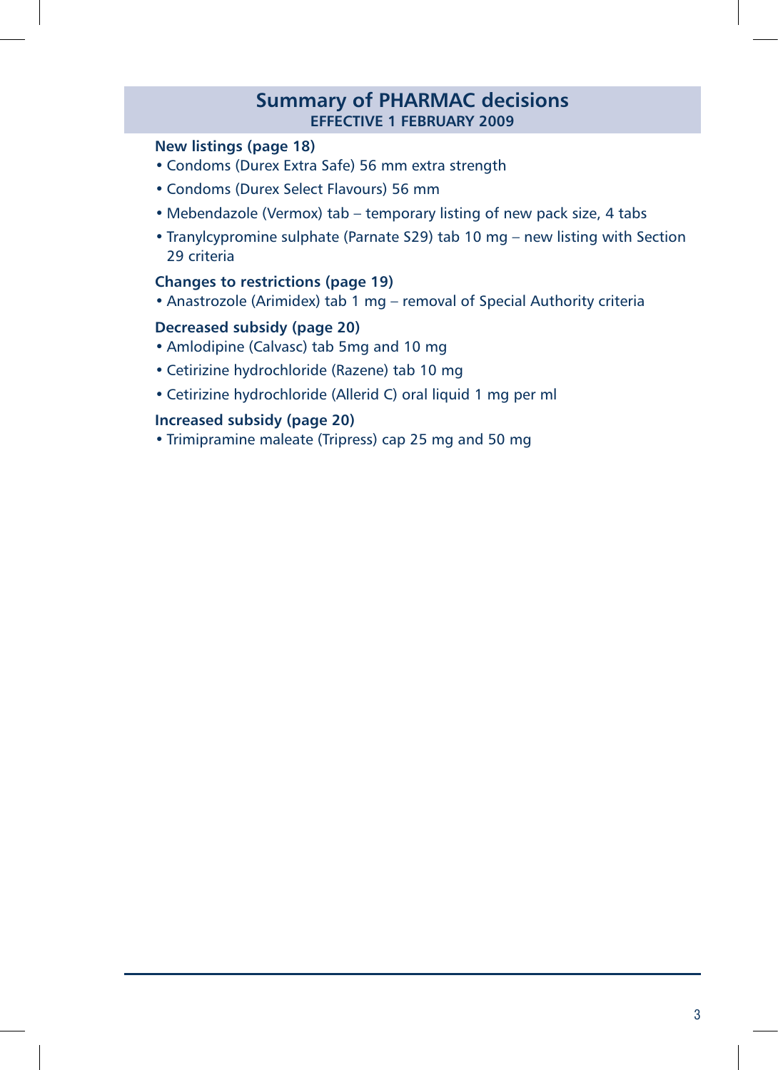## Summary of PHARMAC decisions
### EFFECTIVE 1 FEBRUARY 2009

**New listings (page 18)**

- Condoms (Durex Extra Safe) 56 mm extra strength
- Condoms (Durex Select Flavours) 56 mm
- Mebendazole (Vermox) tab – temporary listing of new pack size, 4 tabs
- Tranylcypromine sulphate (Parnate S29) tab 10 mg – new listing with Section 29 criteria

**Changes to restrictions (page 19)**

- Anastrozole (Arimidex) tab 1 mg – removal of Special Authority criteria

**Decreased subsidy (page 20)**

- Amlodipine (Calvasc) tab 5mg and 10 mg
- Cetirizine hydrochloride (Razene) tab 10 mg
- Cetirizine hydrochloride (Allerid C) oral liquid 1 mg per ml

**Increased subsidy (page 20)**

- Trimipramine maleate (Tripress) cap 25 mg and 50 mg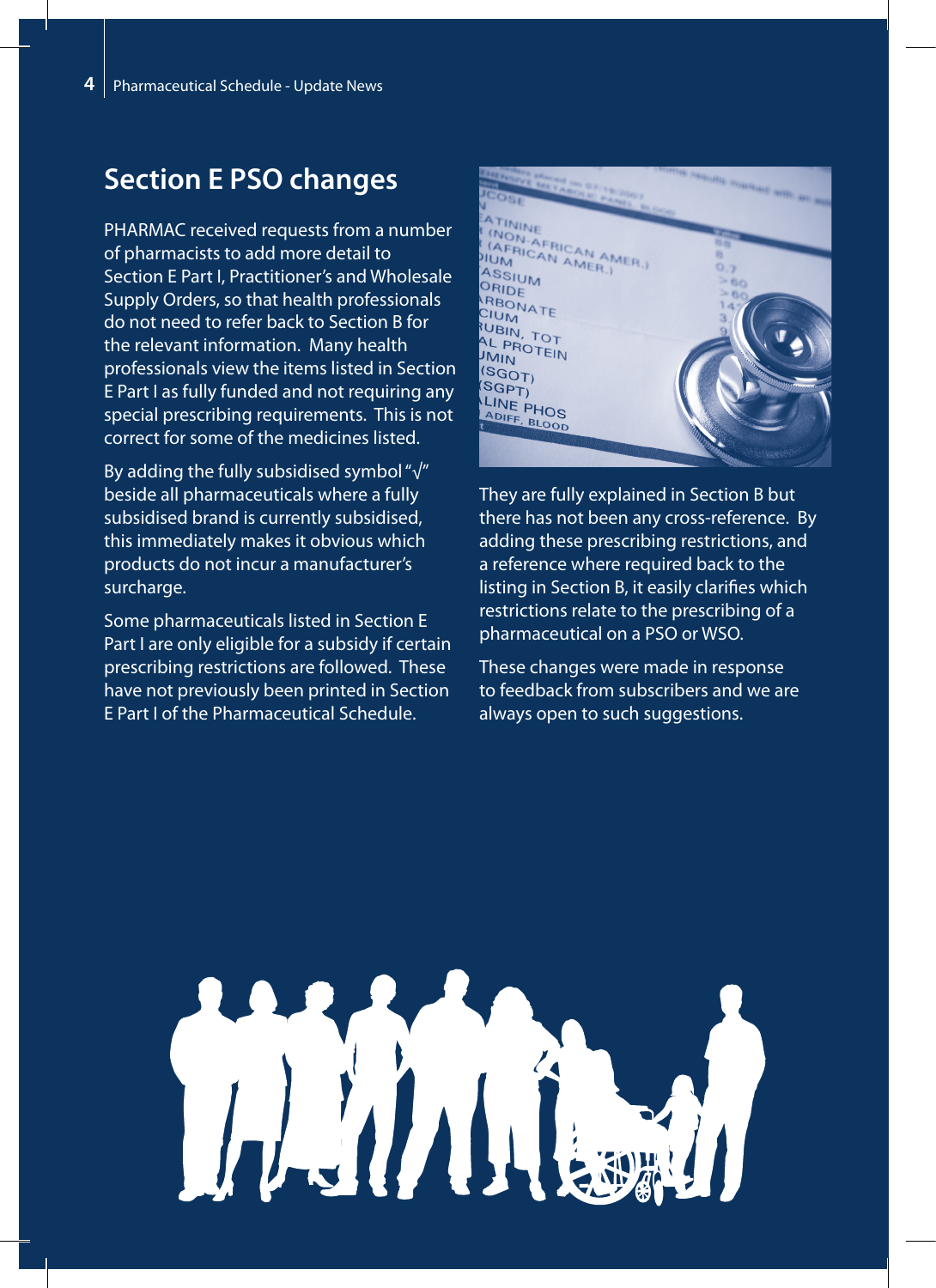## Section E PSO changes

PHARMAC received requests from a number of pharmacists to add more detail to Section E Part I, Practitioner's and Wholesale Supply Orders, so that health professionals do not need to refer back to Section B for the relevant information. Many health professionals view the items listed in Section E Part I as fully funded and not requiring any special prescribing requirements. This is not correct for some of the medicines listed.

By adding the fully subsidised symbol "√" beside all pharmaceuticals where a fully subsidised brand is currently subsidised, this immediately makes it obvious which products do not incur a manufacturer's surcharge.

Some pharmaceuticals listed in Section E Part I are only eligible for a subsidy if certain prescribing restrictions are followed. These have not previously been printed in Section E Part I of the Pharmaceutical Schedule. They are fully explained in Section B but there has not been any cross-reference. By adding these prescribing restrictions, and a reference where required back to the listing in Section B, it easily clarifies which restrictions relate to the prescribing of a pharmaceutical on a PSO or WSO.

These changes were made in response to feedback from subscribers and we are always open to such suggestions.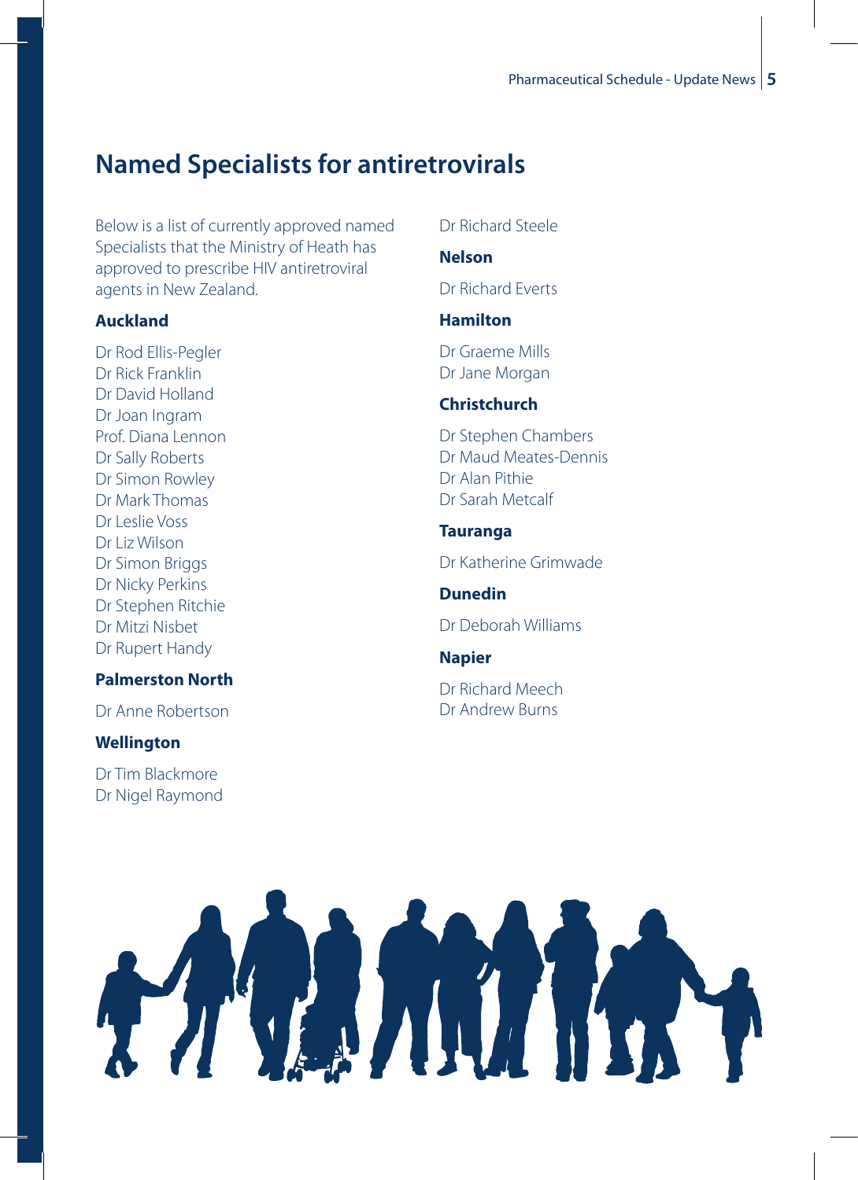## Named Specialists for antiretrovirals

Below is a list of currently approved named Specialists that the Ministry of Heath has approved to prescribe HIV antiretroviral agents in New Zealand.

**Auckland**

Dr Rod Ellis-Pegler
Dr Rick Franklin
Dr David Holland
Dr Joan Ingram
Prof. Diana Lennon
Dr Sally Roberts
Dr Simon Rowley
Dr Mark Thomas
Dr Leslie Voss
Dr Liz Wilson
Dr Simon Briggs
Dr Nicky Perkins
Dr Stephen Ritchie
Dr Mitzi Nisbet
Dr Rupert Handy

**Palmerston North**

Dr Anne Robertson

**Wellington**

Dr Tim Blackmore
Dr Nigel Raymond
Dr Richard Steele

**Nelson**

Dr Richard Everts

**Hamilton**

Dr Graeme Mills
Dr Jane Morgan

**Christchurch**

Dr Stephen Chambers
Dr Maud Meates-Dennis
Dr Alan Pithie
Dr Sarah Metcalf

**Tauranga**

Dr Katherine Grimwade

**Dunedin**

Dr Deborah Williams

**Napier**

Dr Richard Meech
Dr Andrew Burns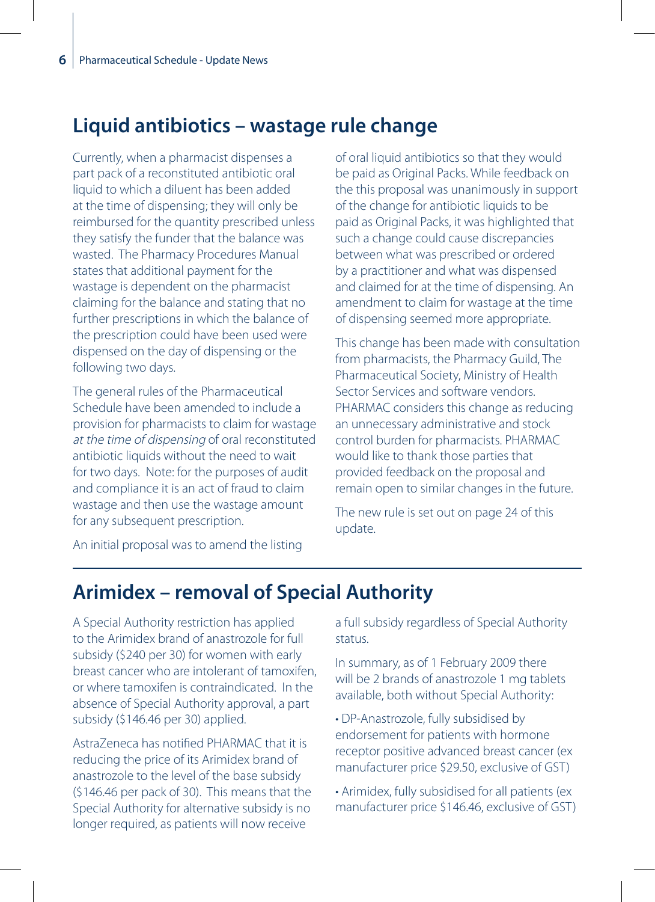## Liquid antibiotics – wastage rule change

Currently, when a pharmacist dispenses a part pack of a reconstituted antibiotic oral liquid to which a diluent has been added at the time of dispensing; they will only be reimbursed for the quantity prescribed unless they satisfy the funder that the balance was wasted. The Pharmacy Procedures Manual states that additional payment for the wastage is dependent on the pharmacist claiming for the balance and stating that no further prescriptions in which the balance of the prescription could have been used were dispensed on the day of dispensing or the following two days.

The general rules of the Pharmaceutical Schedule have been amended to include a provision for pharmacists to claim for wastage *at the time of dispensing* of oral reconstituted antibiotic liquids without the need to wait for two days. Note: for the purposes of audit and compliance it is an act of fraud to claim wastage and then use the wastage amount for any subsequent prescription.

An initial proposal was to amend the listing of oral liquid antibiotics so that they would be paid as Original Packs. While feedback on the this proposal was unanimously in support of the change for antibiotic liquids to be paid as Original Packs, it was highlighted that such a change could cause discrepancies between what was prescribed or ordered by a practitioner and what was dispensed and claimed for at the time of dispensing. An amendment to claim for wastage at the time of dispensing seemed more appropriate.

This change has been made with consultation from pharmacists, the Pharmacy Guild, The Pharmaceutical Society, Ministry of Health Sector Services and software vendors. PHARMAC considers this change as reducing an unnecessary administrative and stock control burden for pharmacists. PHARMAC would like to thank those parties that provided feedback on the proposal and remain open to similar changes in the future.

The new rule is set out on page 24 of this update.

## Arimidex – removal of Special Authority

A Special Authority restriction has applied to the Arimidex brand of anastrozole for full subsidy ($240 per 30) for women with early breast cancer who are intolerant of tamoxifen, or where tamoxifen is contraindicated. In the absence of Special Authority approval, a part subsidy ($146.46 per 30) applied.

AstraZeneca has notified PHARMAC that it is reducing the price of its Arimidex brand of anastrozole to the level of the base subsidy ($146.46 per pack of 30). This means that the Special Authority for alternative subsidy is no longer required, as patients will now receive a full subsidy regardless of Special Authority status.

In summary, as of 1 February 2009 there will be 2 brands of anastrozole 1 mg tablets available, both without Special Authority:

- DP-Anastrozole, fully subsidised by endorsement for patients with hormone receptor positive advanced breast cancer (ex manufacturer price $29.50, exclusive of GST)
- Arimidex, fully subsidised for all patients (ex manufacturer price $146.46, exclusive of GST)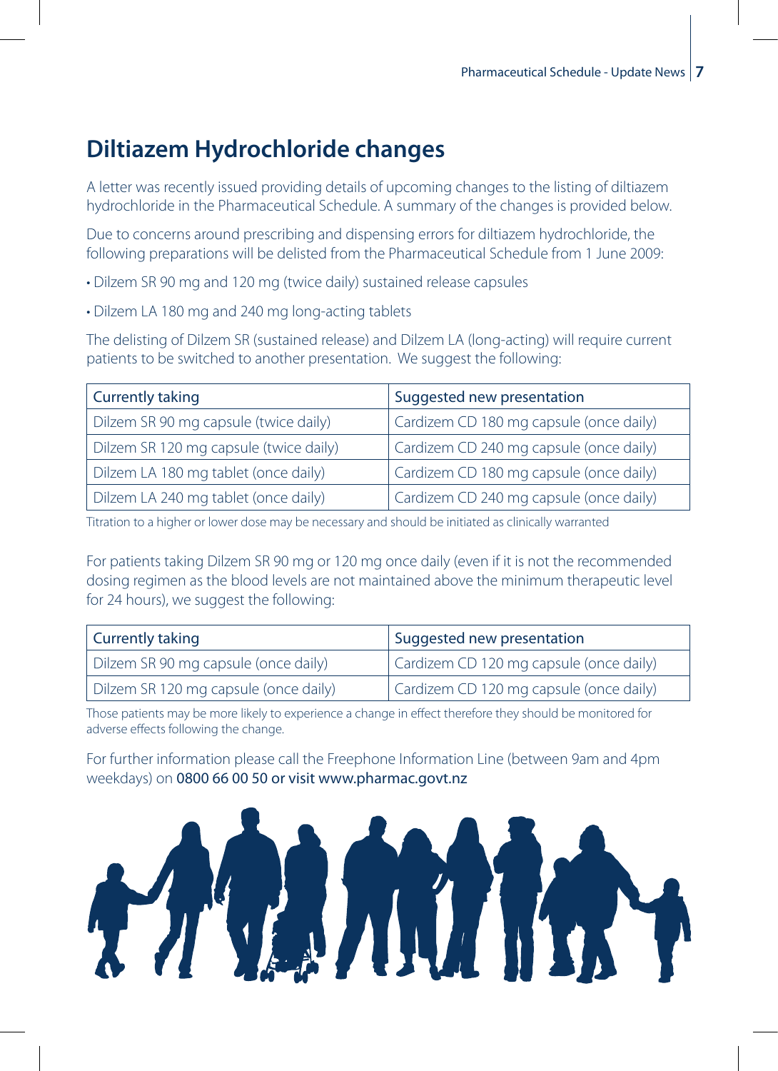# Diltiazem Hydrochloride changes

A letter was recently issued providing details of upcoming changes to the listing of diltiazem hydrochloride in the Pharmaceutical Schedule. A summary of the changes is provided below.

Due to concerns around prescribing and dispensing errors for diltiazem hydrochloride, the following preparations will be delisted from the Pharmaceutical Schedule from 1 June 2009:

- Dilzem SR 90 mg and 120 mg (twice daily) sustained release capsules
- Dilzem LA 180 mg and 240 mg long-acting tablets

The delisting of Dilzem SR (sustained release) and Dilzem LA (long-acting) will require current patients to be switched to another presentation. We suggest the following:

| Currently taking | Suggested new presentation |
| --- | --- |
| Dilzem SR 90 mg capsule (twice daily) | Cardizem CD 180 mg capsule (once daily) |
| Dilzem SR 120 mg capsule (twice daily) | Cardizem CD 240 mg capsule (once daily) |
| Dilzem LA 180 mg tablet (once daily) | Cardizem CD 180 mg capsule (once daily) |
| Dilzem LA 240 mg tablet (once daily) | Cardizem CD 240 mg capsule (once daily) |

Titration to a higher or lower dose may be necessary and should be initiated as clinically warranted

For patients taking Dilzem SR 90 mg or 120 mg once daily (even if it is not the recommended dosing regimen as the blood levels are not maintained above the minimum therapeutic level for 24 hours), we suggest the following:

| Currently taking | Suggested new presentation |
| --- | --- |
| Dilzem SR 90 mg capsule (once daily) | Cardizem CD 120 mg capsule (once daily) |
| Dilzem SR 120 mg capsule (once daily) | Cardizem CD 120 mg capsule (once daily) |

Those patients may be more likely to experience a change in effect therefore they should be monitored for adverse effects following the change.

For further information please call the Freephone Information Line (between 9am and 4pm weekdays) on 0800 66 00 50 or visit www.pharmac.govt.nz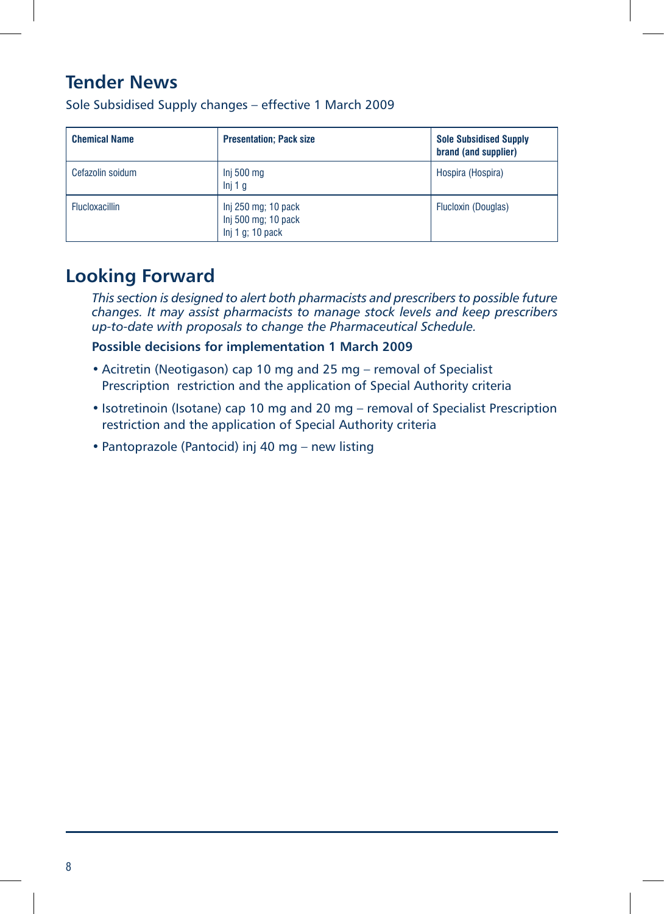## Tender News

Sole Subsidised Supply changes – effective 1 March 2009

| Chemical Name | Presentation; Pack size | Sole Subsidised Supply brand (and supplier) |
|---|---|---|
| Cefazolin soidum | Inj 500 mg<br>Inj 1 g | Hospira (Hospira) |
| Flucloxacillin | Inj 250 mg; 10 pack<br>Inj 500 mg; 10 pack<br>Inj 1 g; 10 pack | Flucloxin (Douglas) |

## Looking Forward

*This section is designed to alert both pharmacists and prescribers to possible future changes. It may assist pharmacists to manage stock levels and keep prescribers up-to-date with proposals to change the Pharmaceutical Schedule.*

**Possible decisions for implementation 1 March 2009**

- Acitretin (Neotigason) cap 10 mg and 25 mg – removal of Specialist Prescription restriction and the application of Special Authority criteria
- Isotretinoin (Isotane) cap 10 mg and 20 mg – removal of Specialist Prescription restriction and the application of Special Authority criteria
- Pantoprazole (Pantocid) inj 40 mg – new listing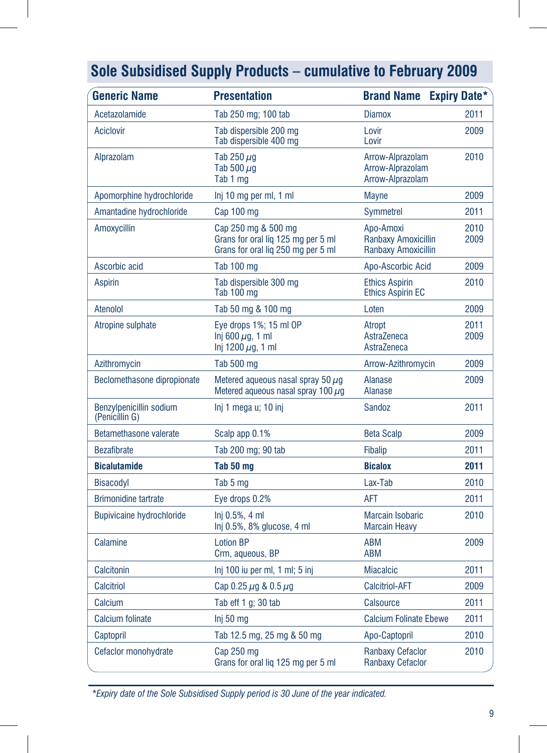## Sole Subsidised Supply Products – cumulative to February 2009

| Generic Name | Presentation | Brand Name | Expiry Date* |
|---|---|---|---|
| Acetazolamide | Tab 250 mg; 100 tab | Diamox | 2011 |
| Aciclovir | Tab dispersible 200 mg<br>Tab dispersible 400 mg | Lovir<br>Lovir | 2009 |
| Alprazolam | Tab 250 $\mu$g<br>Tab 500 $\mu$g<br>Tab 1 mg | Arrow-Alprazolam<br>Arrow-Alprazolam<br>Arrow-Alprazolam | 2010 |
| Apomorphine hydrochloride | Inj 10 mg per ml, 1 ml | Mayne | 2009 |
| Amantadine hydrochloride | Cap 100 mg | Symmetrel | 2011 |
| Amoxycillin | Cap 250 mg & 500 mg<br>Grans for oral liq 125 mg per 5 ml<br>Grans for oral liq 250 mg per 5 ml | Apo-Amoxi<br>Ranbaxy Amoxicillin<br>Ranbaxy Amoxicillin | 2010<br>2009 |
| Ascorbic acid | Tab 100 mg | Apo-Ascorbic Acid | 2009 |
| Aspirin | Tab dispersible 300 mg<br>Tab 100 mg | Ethics Aspirin<br>Ethics Aspirin EC | 2010 |
| Atenolol | Tab 50 mg & 100 mg | Loten | 2009 |
| Atropine sulphate | Eye drops 1%; 15 ml OP<br>Inj 600 $\mu$g, 1 ml<br>Inj 1200 $\mu$g, 1 ml | Atropt<br>AstraZeneca<br>AstraZeneca | 2011<br>2009 |
| Azithromycin | Tab 500 mg | Arrow-Azithromycin | 2009 |
| Beclomethasone dipropionate | Metered aqueous nasal spray 50 $\mu$g<br>Metered aqueous nasal spray 100 $\mu$g | Alanase<br>Alanase | 2009 |
| Benzylpenicillin sodium (Penicillin G) | Inj 1 mega u; 10 inj | Sandoz | 2011 |
| Betamethasone valerate | Scalp app 0.1% | Beta Scalp | 2009 |
| Bezafibrate | Tab 200 mg; 90 tab | Fibalip | 2011 |
| **Bicalutamide** | **Tab 50 mg** | **Bicalox** | **2011** |
| Bisacodyl | Tab 5 mg | Lax-Tab | 2010 |
| Brimonidine tartrate | Eye drops 0.2% | AFT | 2011 |
| Bupivicaine hydrochloride | Inj 0.5%, 4 ml<br>Inj 0.5%, 8% glucose, 4 ml | Marcain Isobaric<br>Marcain Heavy | 2010 |
| Calamine | Lotion BP<br>Crm, aqueous, BP | ABM<br>ABM | 2009 |
| Calcitonin | Inj 100 iu per ml, 1 ml; 5 inj | Miacalcic | 2011 |
| Calcitriol | Cap 0.25 $\mu$g & 0.5 $\mu$g | Calcitriol-AFT | 2009 |
| Calcium | Tab eff 1 g; 30 tab | Calsource | 2011 |
| Calcium folinate | Inj 50 mg | Calcium Folinate Ebewe | 2011 |
| Captopril | Tab 12.5 mg, 25 mg & 50 mg | Apo-Captopril | 2010 |
| Cefaclor monohydrate | Cap 250 mg<br>Grans for oral liq 125 mg per 5 ml | Ranbaxy Cefaclor<br>Ranbaxy Cefaclor | 2010 |

*\*Expiry date of the Sole Subsidised Supply period is 30 June of the year indicated.*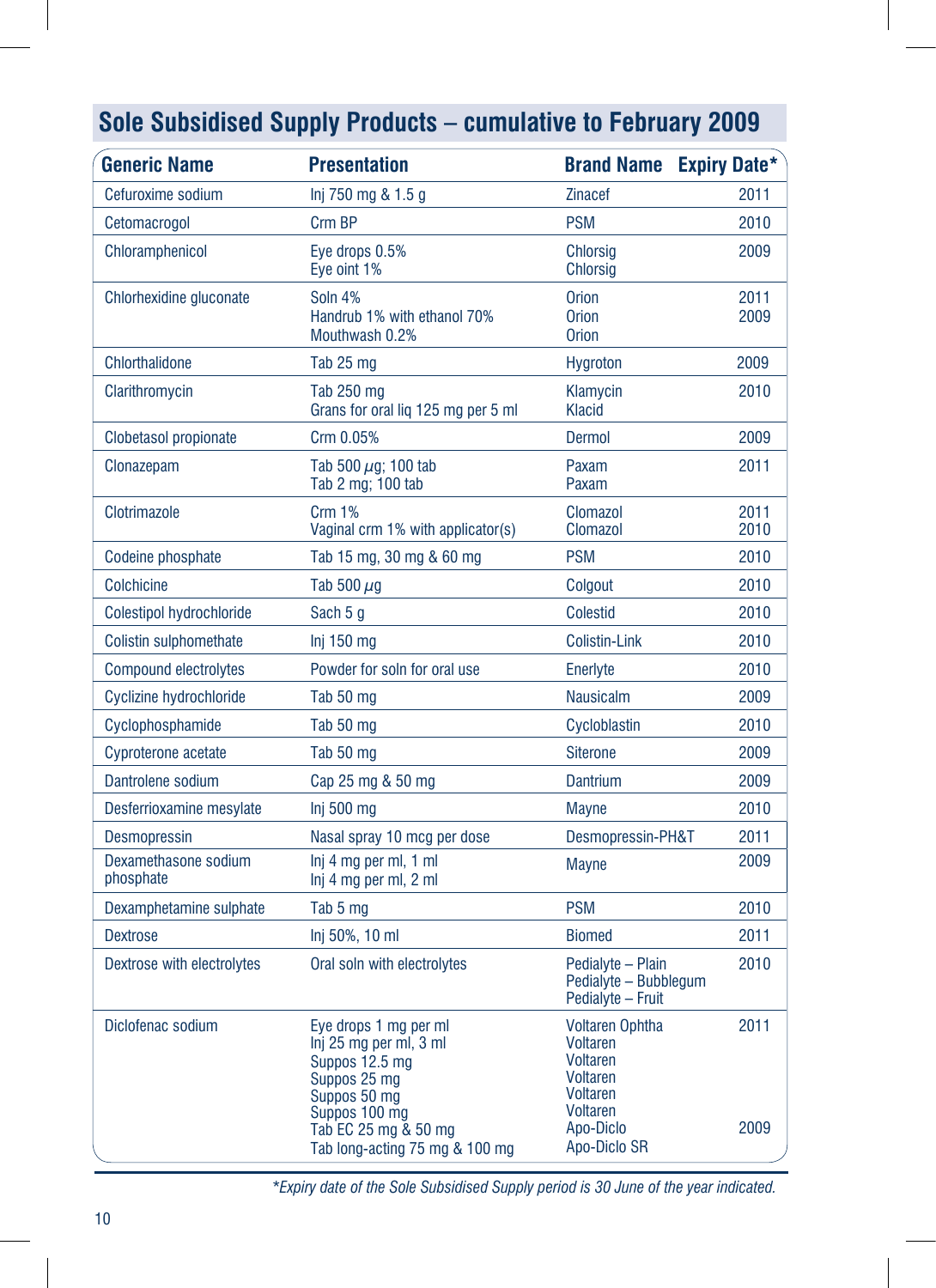## Sole Subsidised Supply Products – cumulative to February 2009

| Generic Name | Presentation | Brand Name | Expiry Date* |
|---|---|---|---|
| Cefuroxime sodium | Inj 750 mg & 1.5 g | Zinacef | 2011 |
| Cetomacrogol | Crm BP | PSM | 2010 |
| Chloramphenicol | Eye drops 0.5%<br>Eye oint 1% | Chlorsig<br>Chlorsig | 2009 |
| Chlorhexidine gluconate | Soln 4%<br>Handrub 1% with ethanol 70%<br>Mouthwash 0.2% | Orion<br>Orion<br>Orion | 2011<br>2009 |
| Chlorthalidone | Tab 25 mg | Hygroton | 2009 |
| Clarithromycin | Tab 250 mg<br>Grans for oral liq 125 mg per 5 ml | Klamycin<br>Klacid | 2010 |
| Clobetasol propionate | Crm 0.05% | Dermol | 2009 |
| Clonazepam | Tab 500 µg; 100 tab<br>Tab 2 mg; 100 tab | Paxam<br>Paxam | 2011 |
| Clotrimazole | Crm 1%<br>Vaginal crm 1% with applicator(s) | Clomazol<br>Clomazol | 2011<br>2010 |
| Codeine phosphate | Tab 15 mg, 30 mg & 60 mg | PSM | 2010 |
| Colchicine | Tab 500 µg | Colgout | 2010 |
| Colestipol hydrochloride | Sach 5 g | Colestid | 2010 |
| Colistin sulphomethate | Inj 150 mg | Colistin-Link | 2010 |
| Compound electrolytes | Powder for soln for oral use | Enerlyte | 2010 |
| Cyclizine hydrochloride | Tab 50 mg | Nausicalm | 2009 |
| Cyclophosphamide | Tab 50 mg | Cycloblastin | 2010 |
| Cyproterone acetate | Tab 50 mg | Siterone | 2009 |
| Dantrolene sodium | Cap 25 mg & 50 mg | Dantrium | 2009 |
| Desferrioxamine mesylate | Inj 500 mg | Mayne | 2010 |
| Desmopressin | Nasal spray 10 mcg per dose | Desmopressin-PH&T | 2011 |
| Dexamethasone sodium phosphate | Inj 4 mg per ml, 1 ml<br>Inj 4 mg per ml, 2 ml | Mayne | 2009 |
| Dexamphetamine sulphate | Tab 5 mg | PSM | 2010 |
| Dextrose | Inj 50%, 10 ml | Biomed | 2011 |
| Dextrose with electrolytes | Oral soln with electrolytes | Pedialyte – Plain<br>Pedialyte – Bubblegum<br>Pedialyte – Fruit | 2010 |
| Diclofenac sodium | Eye drops 1 mg per ml<br>Inj 25 mg per ml, 3 ml<br>Suppos 12.5 mg<br>Suppos 25 mg<br>Suppos 50 mg<br>Suppos 100 mg<br>Tab EC 25 mg & 50 mg<br>Tab long-acting 75 mg & 100 mg | Voltaren Ophtha<br>Voltaren<br>Voltaren<br>Voltaren<br>Voltaren<br>Voltaren<br>Apo-Diclo<br>Apo-Diclo SR | 2011<br><br><br><br><br><br>2009 |

*\*Expiry date of the Sole Subsidised Supply period is 30 June of the year indicated.*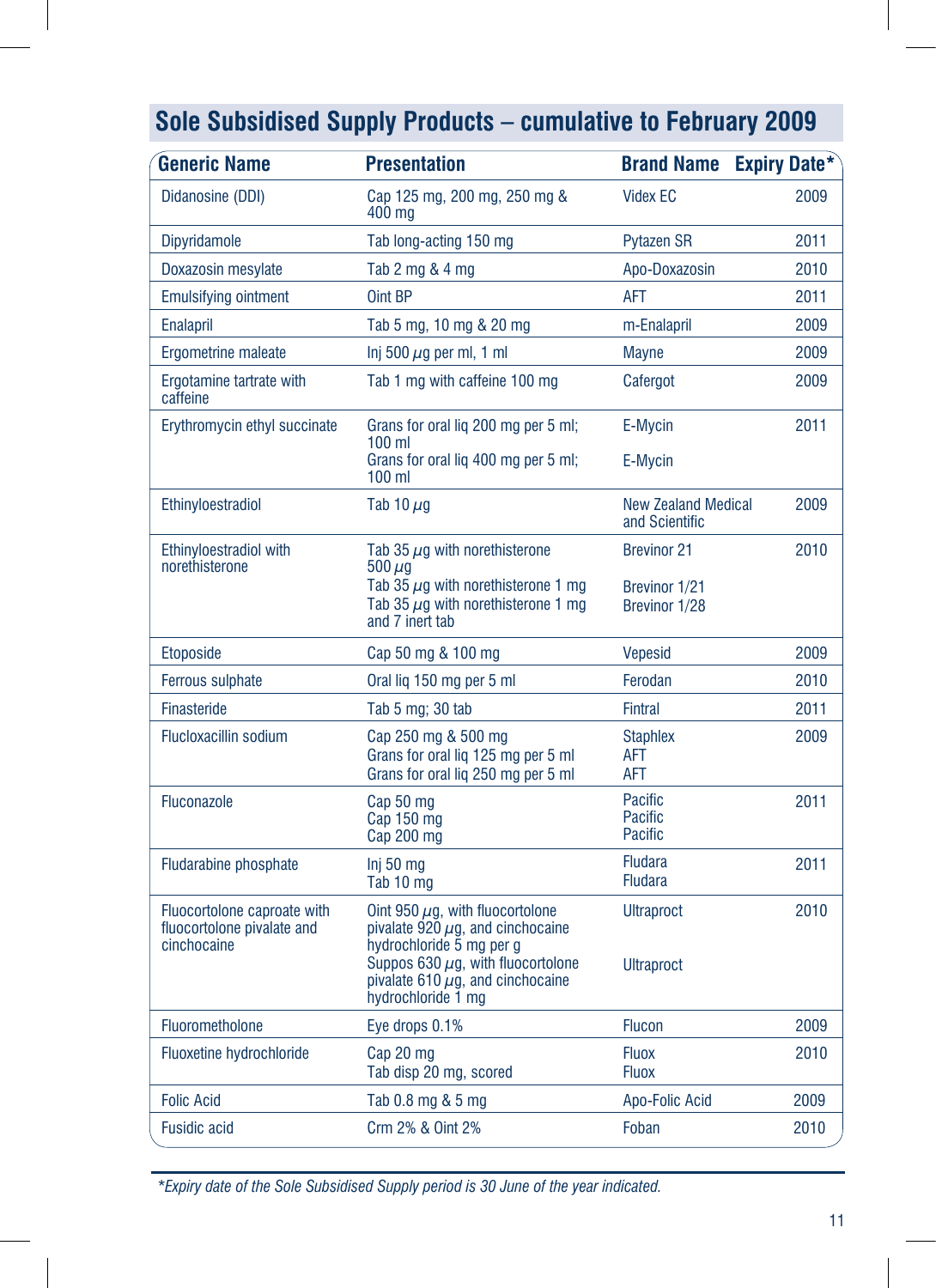## Sole Subsidised Supply Products – cumulative to February 2009

| Generic Name | Presentation | Brand Name | Expiry Date* |
|---|---|---|---|
| Didanosine (DDI) | Cap 125 mg, 200 mg, 250 mg & 400 mg | Videx EC | 2009 |
| Dipyridamole | Tab long-acting 150 mg | Pytazen SR | 2011 |
| Doxazosin mesylate | Tab 2 mg & 4 mg | Apo-Doxazosin | 2010 |
| Emulsifying ointment | Oint BP | AFT | 2011 |
| Enalapril | Tab 5 mg, 10 mg & 20 mg | m-Enalapril | 2009 |
| Ergometrine maleate | Inj 500 $\mu$g per ml, 1 ml | Mayne | 2009 |
| Ergotamine tartrate with caffeine | Tab 1 mg with caffeine 100 mg | Cafergot | 2009 |
| Erythromycin ethyl succinate | Grans for oral liq 200 mg per 5 ml; 100 ml<br>Grans for oral liq 400 mg per 5 ml; 100 ml | E-Mycin<br>E-Mycin | 2011 |
| Ethinyloestradiol | Tab 10 $\mu$g | New Zealand Medical and Scientific | 2009 |
| Ethinyloestradiol with norethisterone | Tab 35 $\mu$g with norethisterone 500 $\mu$g<br>Tab 35 $\mu$g with norethisterone 1 mg<br>Tab 35 $\mu$g with norethisterone 1 mg and 7 inert tab | Brevinor 21<br>Brevinor 1/21<br>Brevinor 1/28 | 2010 |
| Etoposide | Cap 50 mg & 100 mg | Vepesid | 2009 |
| Ferrous sulphate | Oral liq 150 mg per 5 ml | Ferodan | 2010 |
| Finasteride | Tab 5 mg; 30 tab | Fintral | 2011 |
| Flucloxacillin sodium | Cap 250 mg & 500 mg<br>Grans for oral liq 125 mg per 5 ml<br>Grans for oral liq 250 mg per 5 ml | Staphlex<br>AFT<br>AFT | 2009 |
| Fluconazole | Cap 50 mg<br>Cap 150 mg<br>Cap 200 mg | Pacific<br>Pacific<br>Pacific | 2011 |
| Fludarabine phosphate | Inj 50 mg<br>Tab 10 mg | Fludara<br>Fludara | 2011 |
| Fluocortolone caproate with fluocortolone pivalate and cinchocaine | Oint 950 $\mu$g, with fluocortolone pivalate 920 $\mu$g, and cinchocaine hydrochloride 5 mg per g<br>Suppos 630 $\mu$g, with fluocortolone pivalate 610 $\mu$g, and cinchocaine hydrochloride 1 mg | Ultraproct<br>Ultraproct | 2010 |
| Fluorometholone | Eye drops 0.1% | Flucon | 2009 |
| Fluoxetine hydrochloride | Cap 20 mg<br>Tab disp 20 mg, scored | Fluox<br>Fluox | 2010 |
| Folic Acid | Tab 0.8 mg & 5 mg | Apo-Folic Acid | 2009 |
| Fusidic acid | Crm 2% & Oint 2% | Foban | 2010 |

*Expiry date of the Sole Subsidised Supply period is 30 June of the year indicated.*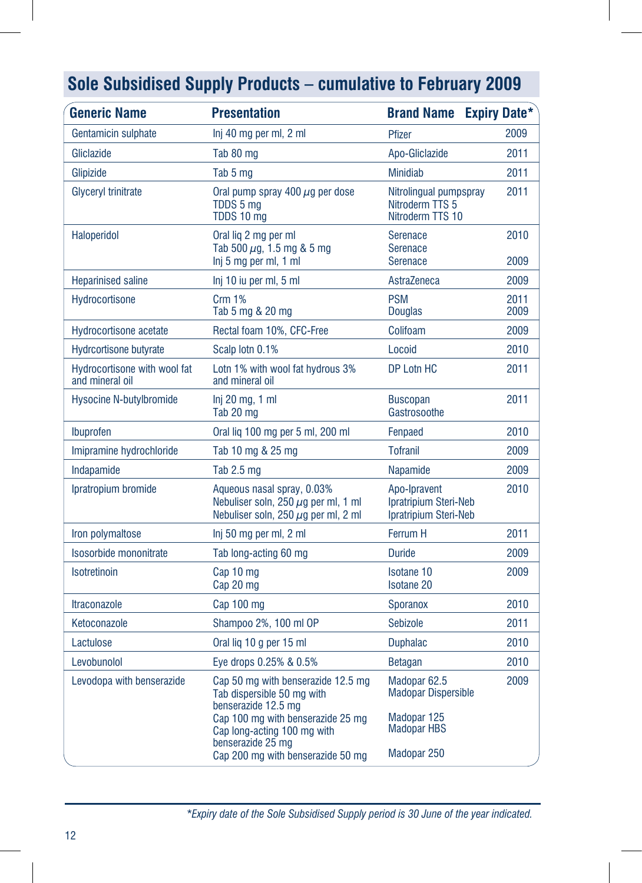## Sole Subsidised Supply Products – cumulative to February 2009

| Generic Name | Presentation | Brand Name | Expiry Date* |
|---|---|---|---|
| Gentamicin sulphate | Inj 40 mg per ml, 2 ml | Pfizer | 2009 |
| Gliclazide | Tab 80 mg | Apo-Gliclazide | 2011 |
| Glipizide | Tab 5 mg | Minidiab | 2011 |
| Glyceryl trinitrate | Oral pump spray 400 µg per dose<br>TDDS 5 mg<br>TDDS 10 mg | Nitrolingual pumpspray<br>Nitroderm TTS 5<br>Nitroderm TTS 10 | 2011 |
| Haloperidol | Oral liq 2 mg per ml<br>Tab 500 µg, 1.5 mg & 5 mg<br>Inj 5 mg per ml, 1 ml | Serenace<br>Serenace<br>Serenace | 2010<br><br>2009 |
| Heparinised saline | Inj 10 iu per ml, 5 ml | AstraZeneca | 2009 |
| Hydrocortisone | Crm 1%<br>Tab 5 mg & 20 mg | PSM<br>Douglas | 2011<br>2009 |
| Hydrocortisone acetate | Rectal foam 10%, CFC-Free | Colifoam | 2009 |
| Hydrcortisone butyrate | Scalp lotn 0.1% | Locoid | 2010 |
| Hydrocortisone with wool fat and mineral oil | Lotn 1% with wool fat hydrous 3% and mineral oil | DP Lotn HC | 2011 |
| Hysocine N-butylbromide | Inj 20 mg, 1 ml<br>Tab 20 mg | Buscopan<br>Gastrosoothe | 2011 |
| Ibuprofen | Oral liq 100 mg per 5 ml, 200 ml | Fenpaed | 2010 |
| Imipramine hydrochloride | Tab 10 mg & 25 mg | Tofranil | 2009 |
| Indapamide | Tab 2.5 mg | Napamide | 2009 |
| Ipratropium bromide | Aqueous nasal spray, 0.03%<br>Nebuliser soln, 250 µg per ml, 1 ml<br>Nebuliser soln, 250 µg per ml, 2 ml | Apo-Ipravent<br>Ipratripium Steri-Neb<br>Ipratripium Steri-Neb | 2010 |
| Iron polymaltose | Inj 50 mg per ml, 2 ml | Ferrum H | 2011 |
| Isosorbide mononitrate | Tab long-acting 60 mg | Duride | 2009 |
| Isotretinoin | Cap 10 mg<br>Cap 20 mg | Isotane 10<br>Isotane 20 | 2009 |
| Itraconazole | Cap 100 mg | Sporanox | 2010 |
| Ketoconazole | Shampoo 2%, 100 ml OP | Sebizole | 2011 |
| Lactulose | Oral liq 10 g per 15 ml | Duphalac | 2010 |
| Levobunolol | Eye drops 0.25% & 0.5% | Betagan | 2010 |
| Levodopa with benserazide | Cap 50 mg with benserazide 12.5 mg<br>Tab dispersible 50 mg with benserazide 12.5 mg<br>Cap 100 mg with benserazide 25 mg<br>Cap long-acting 100 mg with benserazide 25 mg<br>Cap 200 mg with benserazide 50 mg | Madopar 62.5<br>Madopar Dispersible<br>Madopar 125<br>Madopar HBS<br>Madopar 250 | 2009 |

*\*Expiry date of the Sole Subsidised Supply period is 30 June of the year indicated.*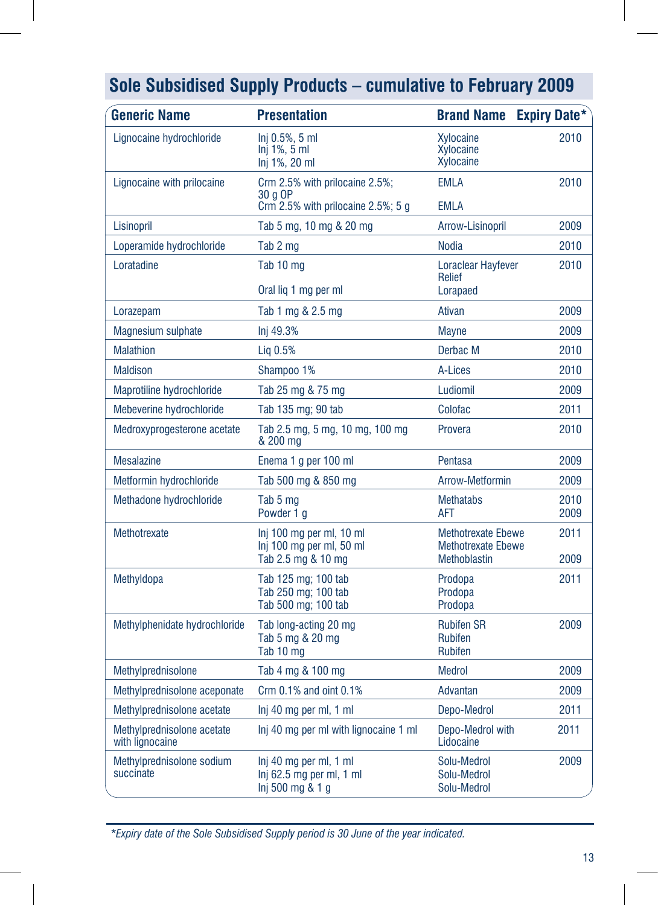## Sole Subsidised Supply Products – cumulative to February 2009

| Generic Name | Presentation | Brand Name | Expiry Date* |
|---|---|---|---|
| Lignocaine hydrochloride | Inj 0.5%, 5 ml<br>Inj 1%, 5 ml<br>Inj 1%, 20 ml | Xylocaine<br>Xylocaine<br>Xylocaine | 2010 |
| Lignocaine with prilocaine | Crm 2.5% with prilocaine 2.5%; 30 g OP<br>Crm 2.5% with prilocaine 2.5%; 5 g | EMLA<br>EMLA | 2010 |
| Lisinopril | Tab 5 mg, 10 mg & 20 mg | Arrow-Lisinopril | 2009 |
| Loperamide hydrochloride | Tab 2 mg | Nodia | 2010 |
| Loratadine | Tab 10 mg<br>Oral liq 1 mg per ml | Loraclear Hayfever Relief<br>Lorapaed | 2010 |
| Lorazepam | Tab 1 mg & 2.5 mg | Ativan | 2009 |
| Magnesium sulphate | Inj 49.3% | Mayne | 2009 |
| Malathion | Liq 0.5% | Derbac M | 2010 |
| Maldison | Shampoo 1% | A-Lices | 2010 |
| Maprotiline hydrochloride | Tab 25 mg & 75 mg | Ludiomil | 2009 |
| Mebeverine hydrochloride | Tab 135 mg; 90 tab | Colofac | 2011 |
| Medroxyprogesterone acetate | Tab 2.5 mg, 5 mg, 10 mg, 100 mg & 200 mg | Provera | 2010 |
| Mesalazine | Enema 1 g per 100 ml | Pentasa | 2009 |
| Metformin hydrochloride | Tab 500 mg & 850 mg | Arrow-Metformin | 2009 |
| Methadone hydrochloride | Tab 5 mg<br>Powder 1 g | Methatabs<br>AFT | 2010<br>2009 |
| Methotrexate | Inj 100 mg per ml, 10 ml<br>Inj 100 mg per ml, 50 ml<br>Tab 2.5 mg & 10 mg | Methotrexate Ebewe<br>Methotrexate Ebewe<br>Methoblastin | 2011<br><br>2009 |
| Methyldopa | Tab 125 mg; 100 tab<br>Tab 250 mg; 100 tab<br>Tab 500 mg; 100 tab | Prodopa<br>Prodopa<br>Prodopa | 2011 |
| Methylphenidate hydrochloride | Tab long-acting 20 mg<br>Tab 5 mg & 20 mg<br>Tab 10 mg | Rubifen SR<br>Rubifen<br>Rubifen | 2009 |
| Methylprednisolone | Tab 4 mg & 100 mg | Medrol | 2009 |
| Methylprednisolone aceponate | Crm 0.1% and oint 0.1% | Advantan | 2009 |
| Methylprednisolone acetate | Inj 40 mg per ml, 1 ml | Depo-Medrol | 2011 |
| Methylprednisolone acetate with lignocaine | Inj 40 mg per ml with lignocaine 1 ml | Depo-Medrol with Lidocaine | 2011 |
| Methylprednisolone sodium succinate | Inj 40 mg per ml, 1 ml<br>Inj 62.5 mg per ml, 1 ml<br>Inj 500 mg & 1 g | Solu-Medrol<br>Solu-Medrol<br>Solu-Medrol | 2009 |

*\*Expiry date of the Sole Subsidised Supply period is 30 June of the year indicated.*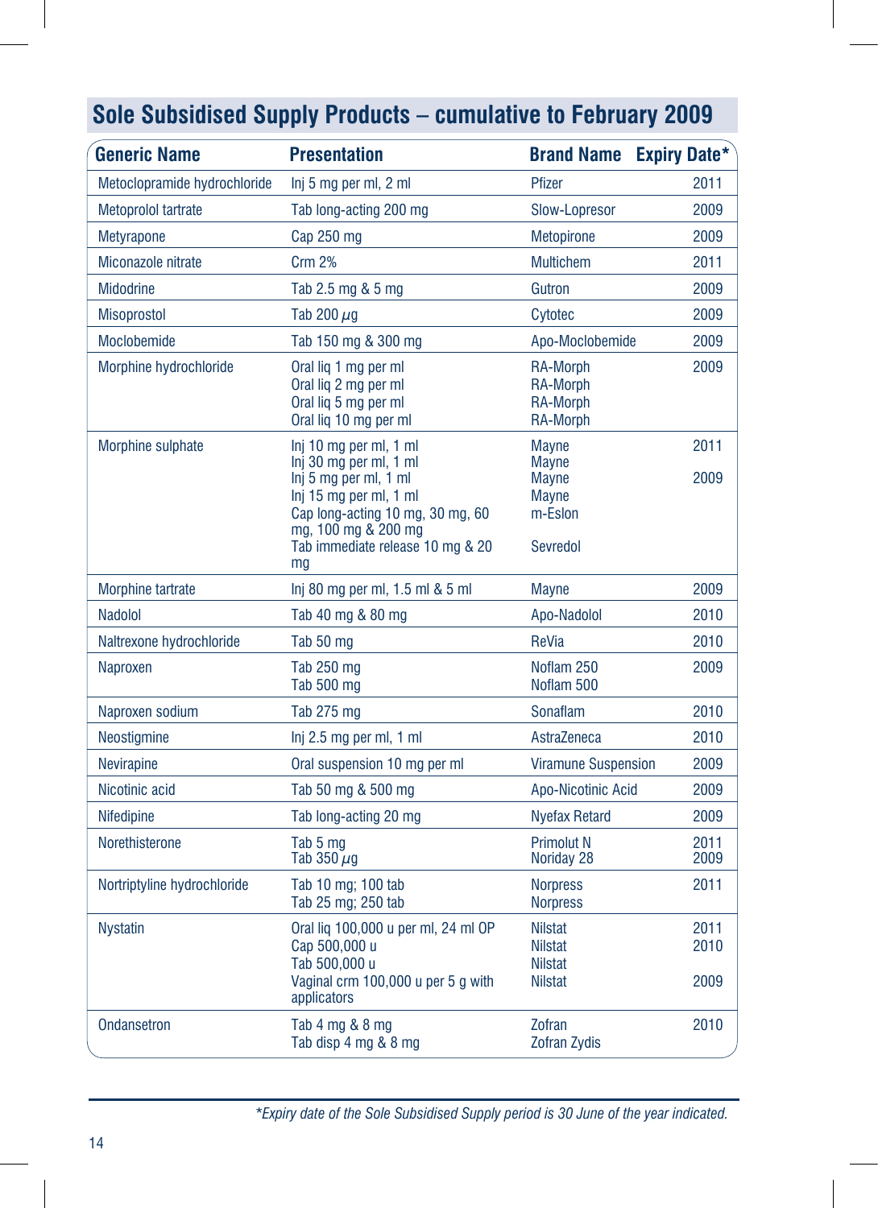## Sole Subsidised Supply Products – cumulative to February 2009

| Generic Name | Presentation | Brand Name | Expiry Date* |
|---|---|---|---|
| Metoclopramide hydrochloride | Inj 5 mg per ml, 2 ml | Pfizer | 2011 |
| Metoprolol tartrate | Tab long-acting 200 mg | Slow-Lopresor | 2009 |
| Metyrapone | Cap 250 mg | Metopirone | 2009 |
| Miconazole nitrate | Crm 2% | Multichem | 2011 |
| Midodrine | Tab 2.5 mg & 5 mg | Gutron | 2009 |
| Misoprostol | Tab 200 µg | Cytotec | 2009 |
| Moclobemide | Tab 150 mg & 300 mg | Apo-Moclobemide | 2009 |
| Morphine hydrochloride | Oral liq 1 mg per ml<br>Oral liq 2 mg per ml<br>Oral liq 5 mg per ml<br>Oral liq 10 mg per ml | RA-Morph<br>RA-Morph<br>RA-Morph<br>RA-Morph | 2009 |
| Morphine sulphate | Inj 10 mg per ml, 1 ml<br>Inj 30 mg per ml, 1 ml<br>Inj 5 mg per ml, 1 ml<br>Inj 15 mg per ml, 1 ml<br>Cap long-acting 10 mg, 30 mg, 60 mg, 100 mg & 200 mg<br>Tab immediate release 10 mg & 20 mg | Mayne<br>Mayne<br>Mayne<br>Mayne<br>m-Eslon<br>Sevredol | 2011<br><br>2009 |
| Morphine tartrate | Inj 80 mg per ml, 1.5 ml & 5 ml | Mayne | 2009 |
| Nadolol | Tab 40 mg & 80 mg | Apo-Nadolol | 2010 |
| Naltrexone hydrochloride | Tab 50 mg | ReVia | 2010 |
| Naproxen | Tab 250 mg<br>Tab 500 mg | Noflam 250<br>Noflam 500 | 2009 |
| Naproxen sodium | Tab 275 mg | Sonaflam | 2010 |
| Neostigmine | Inj 2.5 mg per ml, 1 ml | AstraZeneca | 2010 |
| Nevirapine | Oral suspension 10 mg per ml | Viramune Suspension | 2009 |
| Nicotinic acid | Tab 50 mg & 500 mg | Apo-Nicotinic Acid | 2009 |
| Nifedipine | Tab long-acting 20 mg | Nyefax Retard | 2009 |
| Norethisterone | Tab 5 mg<br>Tab 350 µg | Primolut N<br>Noriday 28 | 2011<br>2009 |
| Nortriptyline hydrochloride | Tab 10 mg; 100 tab<br>Tab 25 mg; 250 tab | Norpress<br>Norpress | 2011 |
| Nystatin | Oral liq 100,000 u per ml, 24 ml OP<br>Cap 500,000 u<br>Tab 500,000 u<br>Vaginal crm 100,000 u per 5 g with applicators | Nilstat<br>Nilstat<br>Nilstat<br>Nilstat | 2011<br>2010<br><br>2009 |
| Ondansetron | Tab 4 mg & 8 mg<br>Tab disp 4 mg & 8 mg | Zofran<br>Zofran Zydis | 2010 |

*Expiry date of the Sole Subsidised Supply period is 30 June of the year indicated.*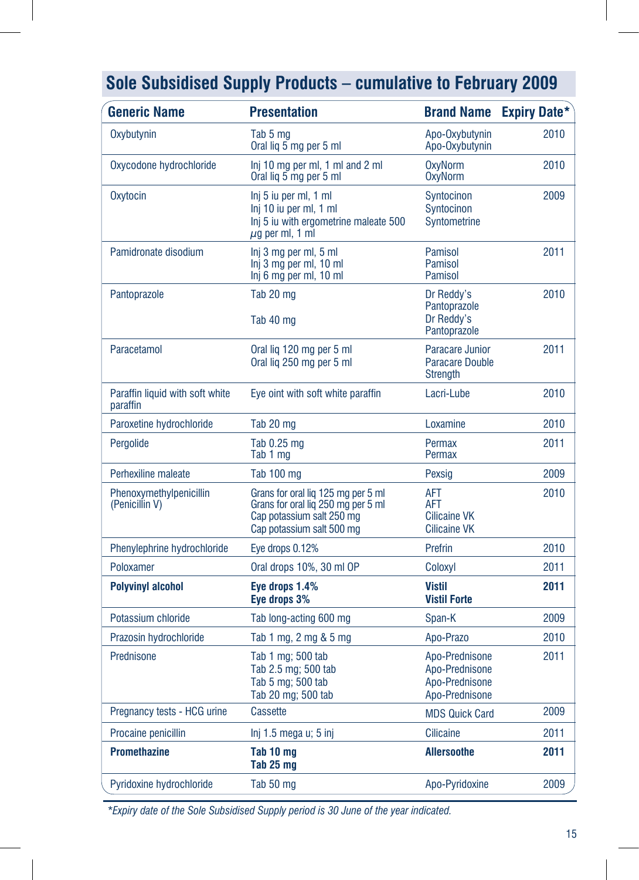## Sole Subsidised Supply Products – cumulative to February 2009

| Generic Name | Presentation | Brand Name | Expiry Date* |
|---|---|---|---|
| Oxybutynin | Tab 5 mg<br>Oral liq 5 mg per 5 ml | Apo-Oxybutynin<br>Apo-Oxybutynin | 2010 |
| Oxycodone hydrochloride | Inj 10 mg per ml, 1 ml and 2 ml<br>Oral liq 5 mg per 5 ml | OxyNorm<br>OxyNorm | 2010 |
| Oxytocin | Inj 5 iu per ml, 1 ml<br>Inj 10 iu per ml, 1 ml<br>Inj 5 iu with ergometrine maleate 500 µg per ml, 1 ml | Syntocinon<br>Syntocinon<br>Syntometrine | 2009 |
| Pamidronate disodium | Inj 3 mg per ml, 5 ml<br>Inj 3 mg per ml, 10 ml<br>Inj 6 mg per ml, 10 ml | Pamisol<br>Pamisol<br>Pamisol | 2011 |
| Pantoprazole | Tab 20 mg<br>Tab 40 mg | Dr Reddy's Pantoprazole<br>Dr Reddy's Pantoprazole | 2010 |
| Paracetamol | Oral liq 120 mg per 5 ml<br>Oral liq 250 mg per 5 ml | Paracare Junior<br>Paracare Double Strength | 2011 |
| Paraffin liquid with soft white paraffin | Eye oint with soft white paraffin | Lacri-Lube | 2010 |
| Paroxetine hydrochloride | Tab 20 mg | Loxamine | 2010 |
| Pergolide | Tab 0.25 mg<br>Tab 1 mg | Permax<br>Permax | 2011 |
| Perhexiline maleate | Tab 100 mg | Pexsig | 2009 |
| Phenoxymethylpenicillin (Penicillin V) | Grans for oral liq 125 mg per 5 ml<br>Grans for oral liq 250 mg per 5 ml<br>Cap potassium salt 250 mg<br>Cap potassium salt 500 mg | AFT<br>AFT<br>Cilicaine VK<br>Cilicaine VK | 2010 |
| Phenylephrine hydrochloride | Eye drops 0.12% | Prefrin | 2010 |
| Poloxamer | Oral drops 10%, 30 ml OP | Coloxyl | 2011 |
| **Polyvinyl alcohol** | **Eye drops 1.4%**<br>**Eye drops 3%** | **Vistil**<br>**Vistil Forte** | **2011** |
| Potassium chloride | Tab long-acting 600 mg | Span-K | 2009 |
| Prazosin hydrochloride | Tab 1 mg, 2 mg & 5 mg | Apo-Prazo | 2010 |
| Prednisone | Tab 1 mg; 500 tab<br>Tab 2.5 mg; 500 tab<br>Tab 5 mg; 500 tab<br>Tab 20 mg; 500 tab | Apo-Prednisone<br>Apo-Prednisone<br>Apo-Prednisone<br>Apo-Prednisone | 2011 |
| Pregnancy tests - HCG urine | Cassette | MDS Quick Card | 2009 |
| Procaine penicillin | Inj 1.5 mega u; 5 inj | Cilicaine | 2011 |
| **Promethazine** | **Tab 10 mg**<br>**Tab 25 mg** | **Allersoothe** | **2011** |
| Pyridoxine hydrochloride | Tab 50 mg | Apo-Pyridoxine | 2009 |

*Expiry date of the Sole Subsidised Supply period is 30 June of the year indicated.*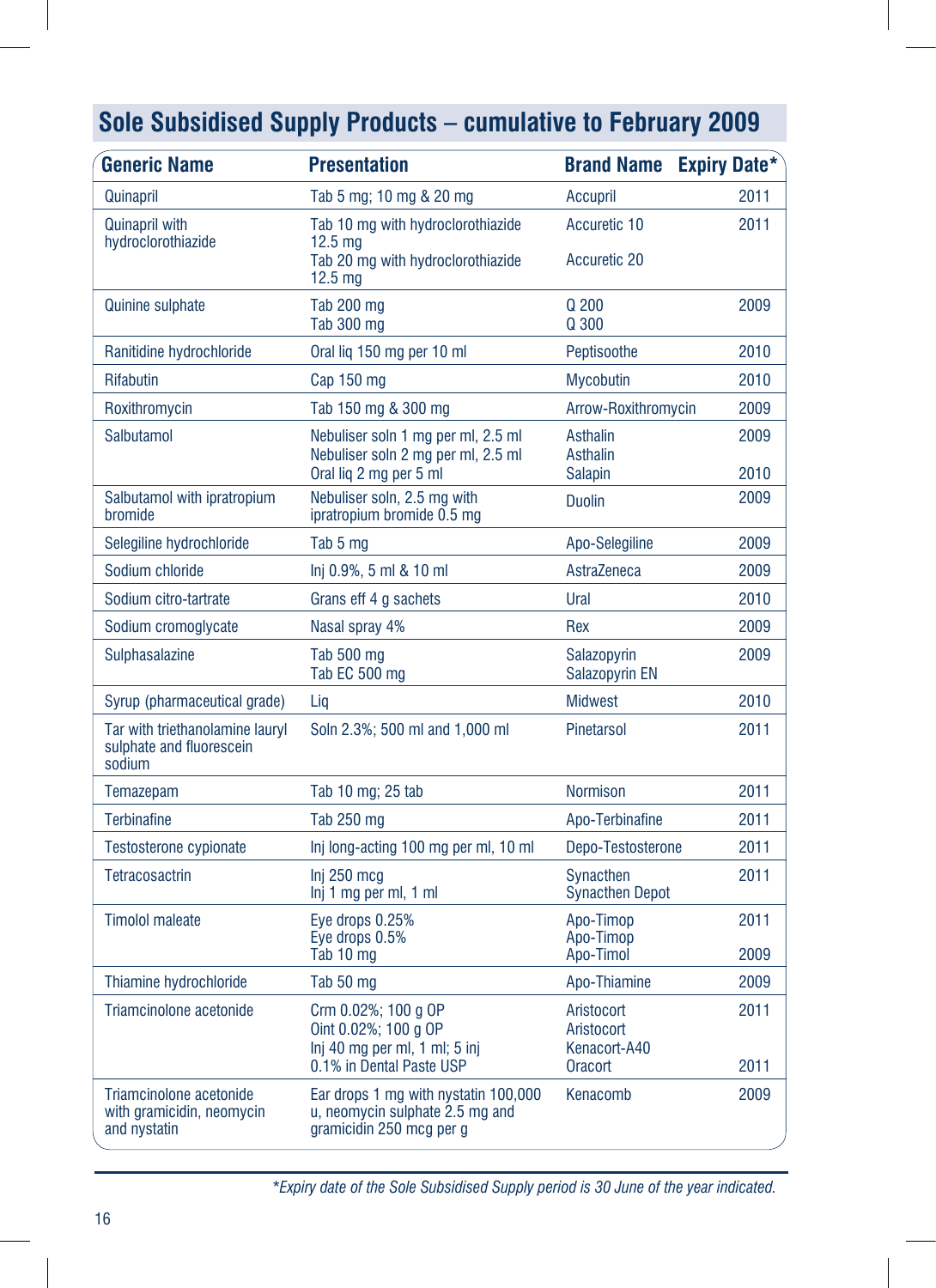## Sole Subsidised Supply Products – cumulative to February 2009

| Generic Name | Presentation | Brand Name | Expiry Date* |
|---|---|---|---|
| Quinapril | Tab 5 mg; 10 mg & 20 mg | Accupril | 2011 |
| Quinapril with hydroclorothiazide | Tab 10 mg with hydroclorothiazide 12.5 mg<br>Tab 20 mg with hydroclorothiazide 12.5 mg | Accuretic 10<br>Accuretic 20 | 2011 |
| Quinine sulphate | Tab 200 mg<br>Tab 300 mg | Q 200<br>Q 300 | 2009 |
| Ranitidine hydrochloride | Oral liq 150 mg per 10 ml | Peptisoothe | 2010 |
| Rifabutin | Cap 150 mg | Mycobutin | 2010 |
| Roxithromycin | Tab 150 mg & 300 mg | Arrow-Roxithromycin | 2009 |
| Salbutamol | Nebuliser soln 1 mg per ml, 2.5 ml<br>Nebuliser soln 2 mg per ml, 2.5 ml<br>Oral liq 2 mg per 5 ml | Asthalin<br>Asthalin<br>Salapin | 2009<br><br>2010 |
| Salbutamol with ipratropium bromide | Nebuliser soln, 2.5 mg with ipratropium bromide 0.5 mg | Duolin | 2009 |
| Selegiline hydrochloride | Tab 5 mg | Apo-Selegiline | 2009 |
| Sodium chloride | Inj 0.9%, 5 ml & 10 ml | AstraZeneca | 2009 |
| Sodium citro-tartrate | Grans eff 4 g sachets | Ural | 2010 |
| Sodium cromoglycate | Nasal spray 4% | Rex | 2009 |
| Sulphasalazine | Tab 500 mg<br>Tab EC 500 mg | Salazopyrin<br>Salazopyrin EN | 2009 |
| Syrup (pharmaceutical grade) | Liq | Midwest | 2010 |
| Tar with triethanolamine lauryl sulphate and fluorescein sodium | Soln 2.3%; 500 ml and 1,000 ml | Pinetarsol | 2011 |
| Temazepam | Tab 10 mg; 25 tab | Normison | 2011 |
| Terbinafine | Tab 250 mg | Apo-Terbinafine | 2011 |
| Testosterone cypionate | Inj long-acting 100 mg per ml, 10 ml | Depo-Testosterone | 2011 |
| Tetracosactrin | Inj 250 mcg<br>Inj 1 mg per ml, 1 ml | Synacthen<br>Synacthen Depot | 2011 |
| Timolol maleate | Eye drops 0.25%<br>Eye drops 0.5%<br>Tab 10 mg | Apo-Timop<br>Apo-Timop<br>Apo-Timol | 2011<br><br>2009 |
| Thiamine hydrochloride | Tab 50 mg | Apo-Thiamine | 2009 |
| Triamcinolone acetonide | Crm 0.02%; 100 g OP<br>Oint 0.02%; 100 g OP<br>Inj 40 mg per ml, 1 ml; 5 inj<br>0.1% in Dental Paste USP | Aristocort<br>Aristocort<br>Kenacort-A40<br>Oracort | 2011<br><br><br>2011 |
| Triamcinolone acetonide with gramicidin, neomycin and nystatin | Ear drops 1 mg with nystatin 100,000 u, neomycin sulphate 2.5 mg and gramicidin 250 mcg per g | Kenacomb | 2009 |

*\*Expiry date of the Sole Subsidised Supply period is 30 June of the year indicated.*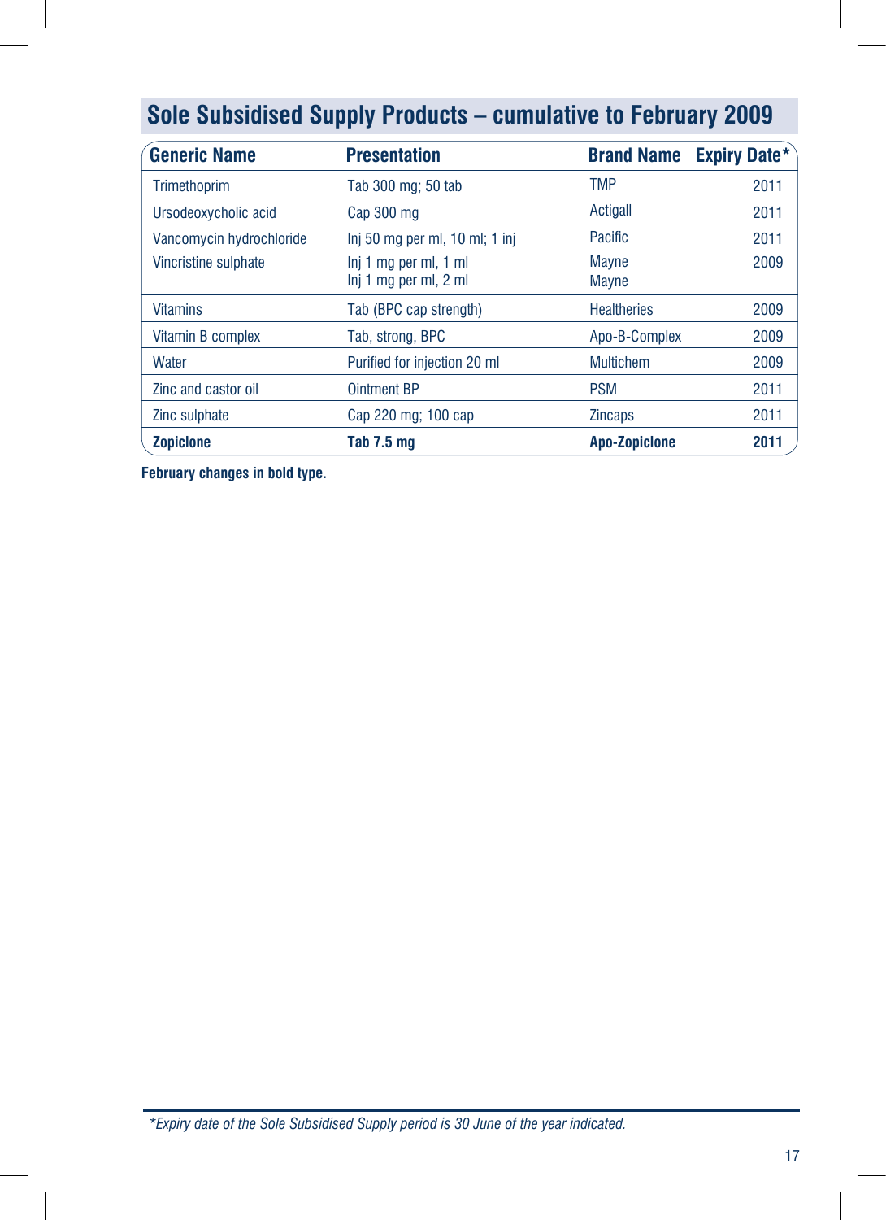## Sole Subsidised Supply Products – cumulative to February 2009

| Generic Name | Presentation | Brand Name | Expiry Date* |
|---|---|---|---|
| Trimethoprim | Tab 300 mg; 50 tab | TMP | 2011 |
| Ursodeoxycholic acid | Cap 300 mg | Actigall | 2011 |
| Vancomycin hydrochloride | Inj 50 mg per ml, 10 ml; 1 inj | Pacific | 2011 |
| Vincristine sulphate | Inj 1 mg per ml, 1 ml<br>Inj 1 mg per ml, 2 ml | Mayne<br>Mayne | 2009 |
| Vitamins | Tab (BPC cap strength) | Healtheries | 2009 |
| Vitamin B complex | Tab, strong, BPC | Apo-B-Complex | 2009 |
| Water | Purified for injection 20 ml | Multichem | 2009 |
| Zinc and castor oil | Ointment BP | PSM | 2011 |
| Zinc sulphate | Cap 220 mg; 100 cap | Zincaps | 2011 |
| **Zopiclone** | **Tab 7.5 mg** | **Apo-Zopiclone** | **2011** |

**February changes in bold type.**

*\*Expiry date of the Sole Subsidised Supply period is 30 June of the year indicated.*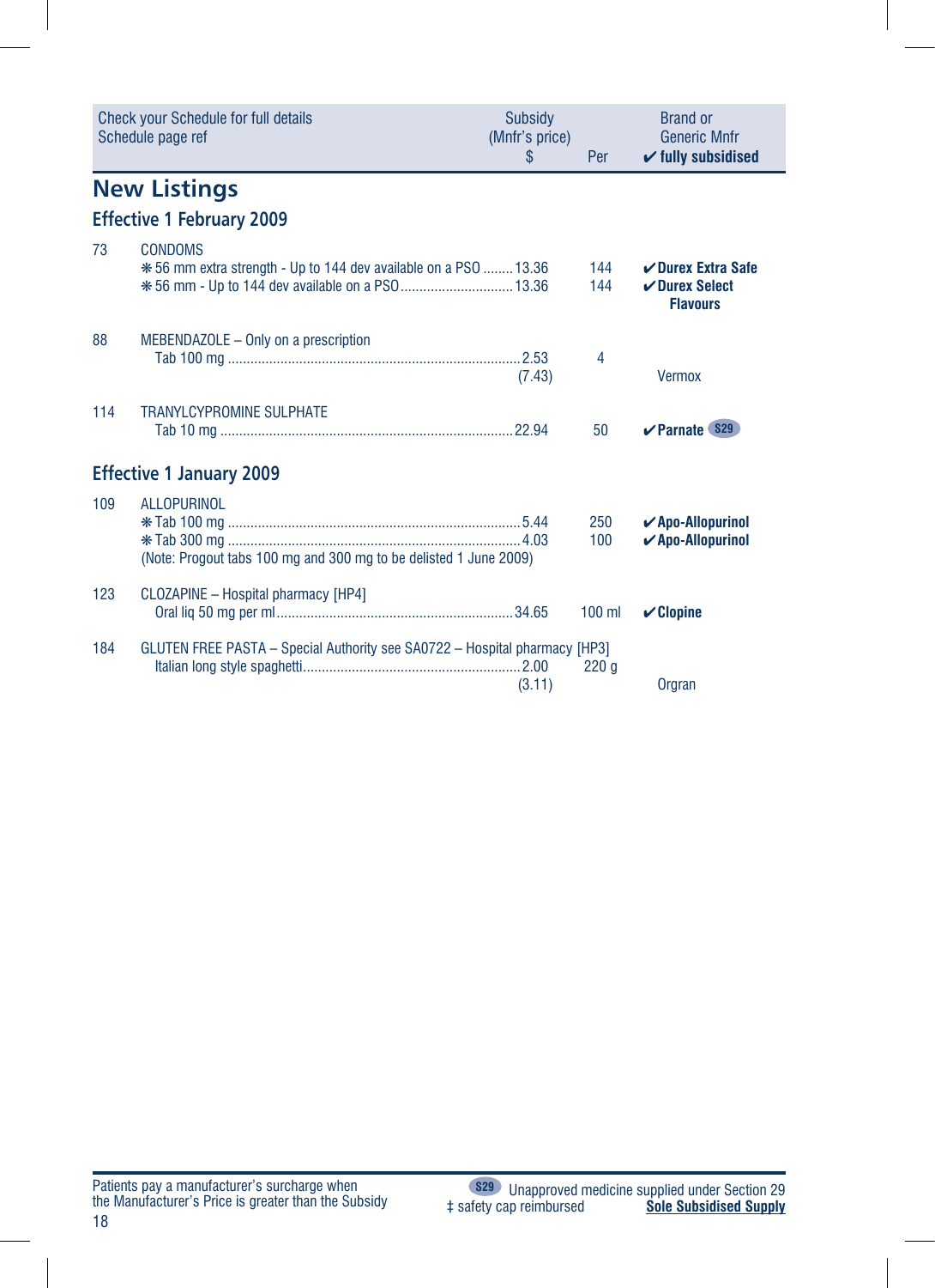| Check your Schedule for full details Schedule page ref | | Subsidy (Mnfr's price) $ | Per | Brand or Generic Mnfr ✔ fully subsidised |
|---|---|---|---|---|

## New Listings

### Effective 1 February 2009

| | | | | |
|---|---|---|---|---|
| 73 | CONDOMS | | | |
| | ❋ 56 mm extra strength - Up to 144 dev available on a PSO | 13.36 | 144 | ✔ **Durex Extra Safe** |
| | ❋ 56 mm - Up to 144 dev available on a PSO | 13.36 | 144 | ✔ **Durex Select Flavours** |
| 88 | MEBENDAZOLE – Only on a prescription | | | |
| | Tab 100 mg | 2.53 (7.43) | 4 | Vermox |
| 114 | TRANYLCYPROMINE SULPHATE | | | |
| | Tab 10 mg | 22.94 | 50 | ✔ **Parnate** S29 |

### Effective 1 January 2009

| | | | | |
|---|---|---|---|---|
| 109 | ALLOPURINOL | | | |
| | ❋ Tab 100 mg | 5.44 | 250 | ✔ **Apo-Allopurinol** |
| | ❋ Tab 300 mg | 4.03 | 100 | ✔ **Apo-Allopurinol** |
| | (Note: Progout tabs 100 mg and 300 mg to be delisted 1 June 2009) | | | |
| 123 | CLOZAPINE – Hospital pharmacy [HP4] | | | |
| | Oral liq 50 mg per ml | 34.65 | 100 ml | ✔ **Clopine** |
| 184 | GLUTEN FREE PASTA – Special Authority see SA0722 – Hospital pharmacy [HP3] | | | |
| | Italian long style spaghetti | 2.00 (3.11) | 220 g | Orgran |

Patients pay a manufacturer's surcharge when the Manufacturer's Price is greater than the Subsidy

S29 Unapproved medicine supplied under Section 29

‡ safety cap reimbursed

**Sole Subsidised Supply**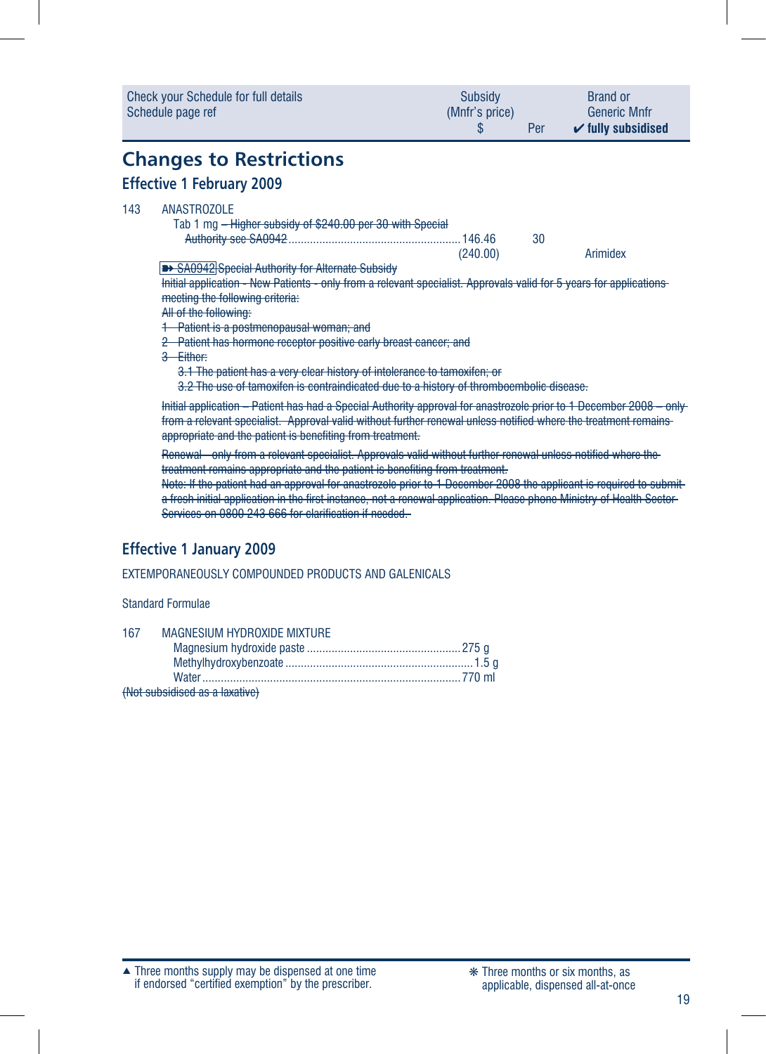| Check your Schedule for full details Schedule page ref | Subsidy (Mnfr's price) $ | Per | Brand or Generic Mnfr ✔ fully subsidised |
|---|---|---|---|

## Changes to Restrictions

### Effective 1 February 2009

143 ANASTROZOLE

Tab 1 mg ~~– Higher subsidy of $240.00 per 30 with Special Authority see SA0942~~ ........ 146.46 (240.00) | 30 | Arimidex

~~➠ SA0942 Special Authority for Alternate Subsidy~~

~~Initial application - New Patients - only from a relevant specialist. Approvals valid for 5 years for applications meeting the following criteria:~~

~~All of the following:~~

~~1 Patient is a postmenopausal woman; and~~

~~2 Patient has hormone receptor positive early breast cancer; and~~

~~3 Either:~~

~~3.1 The patient has a very clear history of intolerance to tamoxifen; or~~

~~3.2 The use of tamoxifen is contraindicated due to a history of thromboembolic disease.~~

~~Initial application – Patient has had a Special Authority approval for anastrozole prior to 1 December 2008 – only from a relevant specialist. Approval valid without further renewal unless notified where the treatment remains appropriate and the patient is benefiting from treatment.~~

~~Renewal - only from a relevant specialist. Approvals valid without further renewal unless notified where the treatment remains appropriate and the patient is benefiting from treatment.~~

~~Note: If the patient had an approval for anastrozole prior to 1 December 2008 the applicant is required to submit a fresh initial application in the first instance, not a renewal application. Please phone Ministry of Health Sector Services on 0800 243 666 for clarification if needed.~~

### Effective 1 January 2009

EXTEMPORANEOUSLY COMPOUNDED PRODUCTS AND GALENICALS

Standard Formulae

167 MAGNESIUM HYDROXIDE MIXTURE

| | |
|---|---|
| Magnesium hydroxide paste | 275 g |
| Methylhydroxybenzoate | 1.5 g |
| Water | 770 ml |

~~(Not subsidised as a laxative)~~

▲ Three months supply may be dispensed at one time if endorsed "certified exemption" by the prescriber.

❋ Three months or six months, as applicable, dispensed all-at-once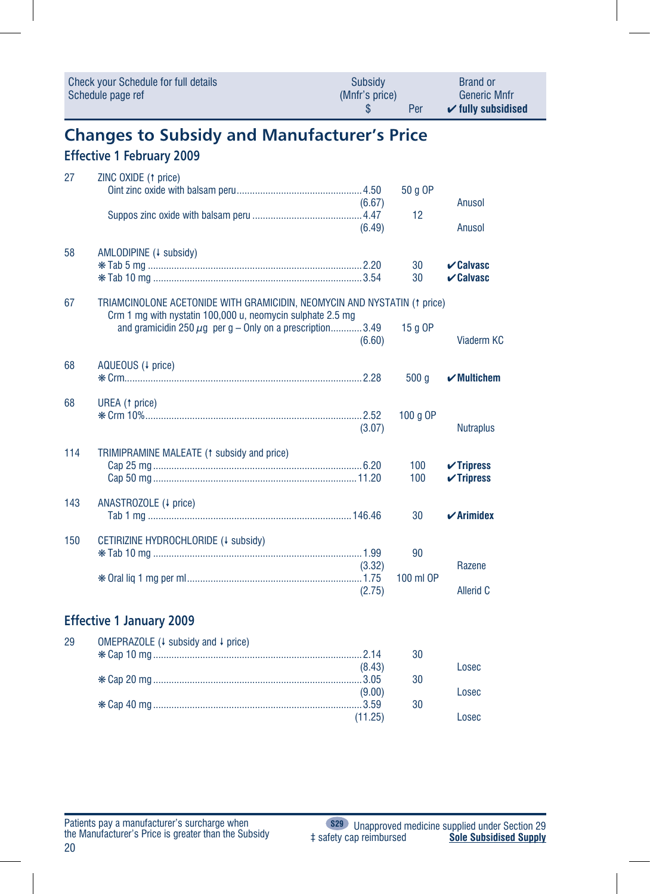| Check your Schedule for full details Schedule page ref | | Subsidy (Mnfr's price) $ | Per | Brand or Generic Mnfr ✔ fully subsidised |
|---|---|---|---|---|

# Changes to Subsidy and Manufacturer's Price

## Effective 1 February 2009

| | | | | |
|---|---|---|---|---|
| 27 | ZINC OXIDE (↑ price) | | | |
| | Oint zinc oxide with balsam peru | 4.50 (6.67) | 50 g OP | Anusol |
| | Suppos zinc oxide with balsam peru | 4.47 (6.49) | 12 | Anusol |
| 58 | AMLODIPINE (↓ subsidy) | | | |
| | ❋ Tab 5 mg | 2.20 | 30 | ✔ **Calvasc** |
| | ❋ Tab 10 mg | 3.54 | 30 | ✔ **Calvasc** |
| 67 | TRIAMCINOLONE ACETONIDE WITH GRAMICIDIN, NEOMYCIN AND NYSTATIN (↑ price) | | | |
| | Crm 1 mg with nystatin 100,000 u, neomycin sulphate 2.5 mg and gramicidin 250 µg per g – Only on a prescription | 3.49 (6.60) | 15 g OP | Viaderm KC |
| 68 | AQUEOUS (↓ price) | | | |
| | ❋ Crm | 2.28 | 500 g | ✔ **Multichem** |
| 68 | UREA (↑ price) | | | |
| | ❋ Crm 10% | 2.52 (3.07) | 100 g OP | Nutraplus |
| 114 | TRIMIPRAMINE MALEATE (↑ subsidy and price) | | | |
| | Cap 25 mg | 6.20 | 100 | ✔ **Tripress** |
| | Cap 50 mg | 11.20 | 100 | ✔ **Tripress** |
| 143 | ANASTROZOLE (↓ price) | | | |
| | Tab 1 mg | 146.46 | 30 | ✔ **Arimidex** |
| 150 | CETIRIZINE HYDROCHLORIDE (↓ subsidy) | | | |
| | ❋ Tab 10 mg | 1.99 (3.32) | 90 | Razene |
| | ❋ Oral liq 1 mg per ml | 1.75 (2.75) | 100 ml OP | Allerid C |

## Effective 1 January 2009

| | | | | |
|---|---|---|---|---|
| 29 | OMEPRAZOLE (↓ subsidy and ↓ price) | | | |
| | ❋ Cap 10 mg | 2.14 (8.43) | 30 | Losec |
| | ❋ Cap 20 mg | 3.05 (9.00) | 30 | Losec |
| | ❋ Cap 40 mg | 3.59 (11.25) | 30 | Losec |

Patients pay a manufacturer's surcharge when the Manufacturer's Price is greater than the Subsidy

S29 Unapproved medicine supplied under Section 29

‡ safety cap reimbursed

Sole Subsidised Supply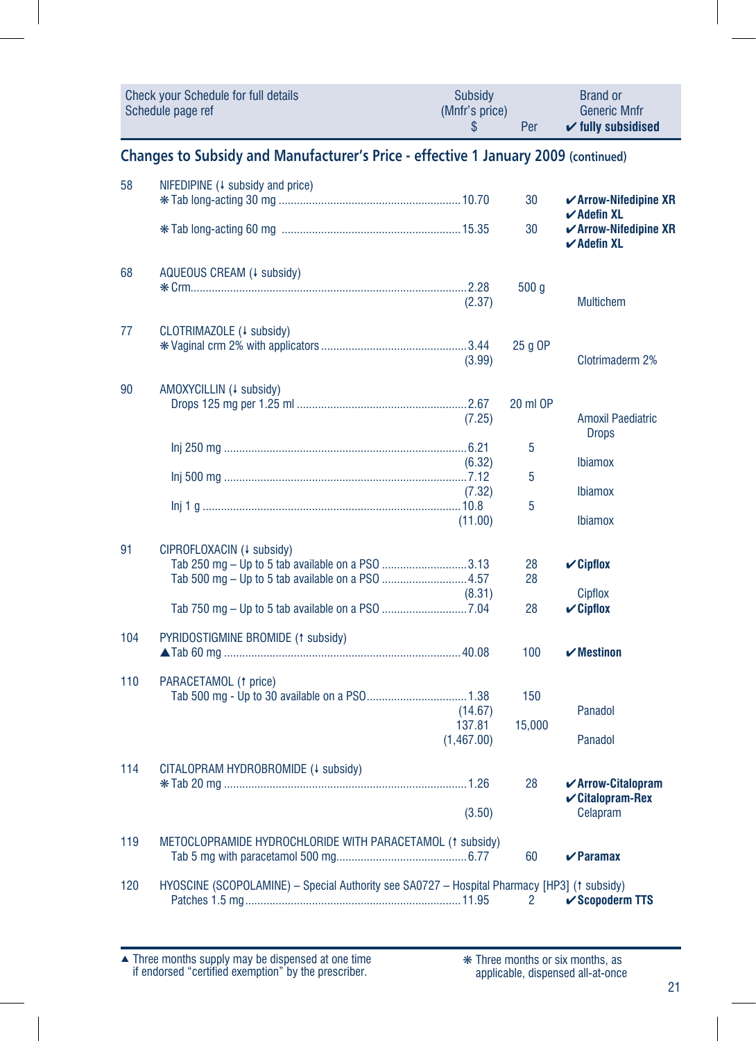| Check your Schedule for full details Schedule page ref | | Subsidy (Mnfr's price) $ | Per | Brand or Generic Mnfr ✔ fully subsidised |
|---|---|---|---|---|

## Changes to Subsidy and Manufacturer's Price - effective 1 January 2009 (continued)

| Page | Item | Subsidy (Mnfr's price) $ | Per | Brand or Generic Mnfr |
|---|---|---|---|---|
| 58 | NIFEDIPINE (↓ subsidy and price) | | | |
| | ❋ Tab long-acting 30 mg | 10.70 | 30 | ✔ **Arrow-Nifedipine XR** ✔ **Adefin XL** |
| | ❋ Tab long-acting 60 mg | 15.35 | 30 | ✔ **Arrow-Nifedipine XR** ✔ **Adefin XL** |
| 68 | AQUEOUS CREAM (↓ subsidy) | | | |
| | ❋ Crm | 2.28 (2.37) | 500 g | Multichem |
| 77 | CLOTRIMAZOLE (↓ subsidy) | | | |
| | ❋ Vaginal crm 2% with applicators | 3.44 (3.99) | 25 g OP | Clotrimaderm 2% |
| 90 | AMOXYCILLIN (↓ subsidy) | | | |
| | Drops 125 mg per 1.25 ml | 2.67 (7.25) | 20 ml OP | Amoxil Paediatric Drops |
| | Inj 250 mg | 6.21 (6.32) | 5 | Ibiamox |
| | Inj 500 mg | 7.12 (7.32) | 5 | Ibiamox |
| | Inj 1 g | 10.8 (11.00) | 5 | Ibiamox |
| 91 | CIPROFLOXACIN (↓ subsidy) | | | |
| | Tab 250 mg – Up to 5 tab available on a PSO | 3.13 | 28 | ✔ **Cipflox** |
| | Tab 500 mg – Up to 5 tab available on a PSO | 4.57 (8.31) | 28 | Cipflox |
| | Tab 750 mg – Up to 5 tab available on a PSO | 7.04 | 28 | ✔ **Cipflox** |
| 104 | PYRIDOSTIGMINE BROMIDE (↑ subsidy) | | | |
| | ▲Tab 60 mg | 40.08 | 100 | ✔ **Mestinon** |
| 110 | PARACETAMOL (↑ price) | | | |
| | Tab 500 mg - Up to 30 available on a PSO | 1.38 (14.67) | 150 | Panadol |
| | | 137.81 (1,467.00) | 15,000 | Panadol |
| 114 | CITALOPRAM HYDROBROMIDE (↓ subsidy) | | | |
| | ❋ Tab 20 mg | 1.26 (3.50) | 28 | ✔ **Arrow-Citalopram** ✔ **Citalopram-Rex** Celapram |
| 119 | METOCLOPRAMIDE HYDROCHLORIDE WITH PARACETAMOL (↑ subsidy) | | | |
| | Tab 5 mg with paracetamol 500 mg | 6.77 | 60 | ✔ **Paramax** |
| 120 | HYOSCINE (SCOPOLAMINE) – Special Authority see SA0727 – Hospital Pharmacy [HP3] (↑ subsidy) | | | |
| | Patches 1.5 mg | 11.95 | 2 | ✔ **Scopoderm TTS** |

▲ Three months supply may be dispensed at one time if endorsed "certified exemption" by the prescriber.

❋ Three months or six months, as applicable, dispensed all-at-once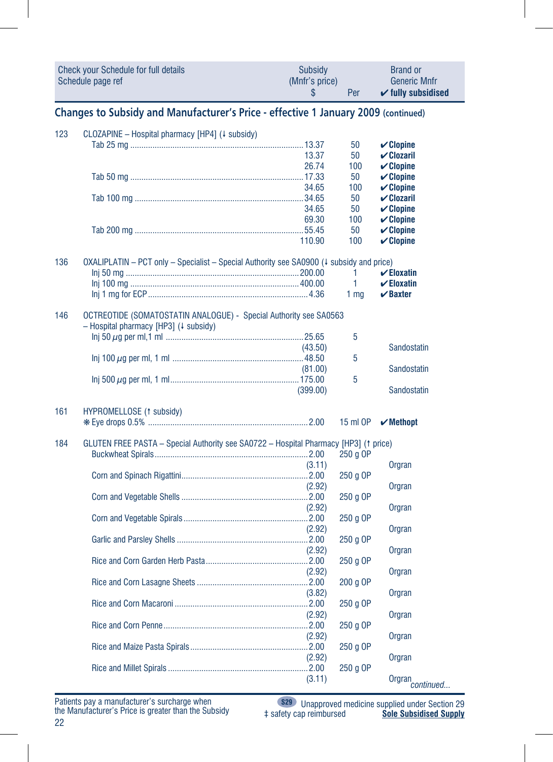| Check your Schedule for full details Schedule page ref | | Subsidy (Mnfr's price) $ | Per | Brand or Generic Mnfr ✔ fully subsidised |
|---|---|---|---|---|

## Changes to Subsidy and Manufacturer's Price - effective 1 January 2009 (continued)

| Page | Item | Subsidy (Mnfr's price) $ | Per | Brand or Generic Mnfr |
|---|---|---|---|---|
| 123 | CLOZAPINE – Hospital pharmacy [HP4] (↓ subsidy) | | | |
| | Tab 25 mg | 13.37 | 50 | ✔**Clopine** |
| | | 13.37 | 50 | ✔**Clozaril** |
| | | 26.74 | 100 | ✔**Clopine** |
| | Tab 50 mg | 17.33 | 50 | ✔**Clopine** |
| | | 34.65 | 100 | ✔**Clopine** |
| | Tab 100 mg | 34.65 | 50 | ✔**Clozaril** |
| | | 34.65 | 50 | ✔**Clopine** |
| | | 69.30 | 100 | ✔**Clopine** |
| | Tab 200 mg | 55.45 | 50 | ✔**Clopine** |
| | | 110.90 | 100 | ✔**Clopine** |
| 136 | OXALIPLATIN – PCT only – Specialist – Special Authority see SA0900 (↓ subsidy and price) | | | |
| | Inj 50 mg | 200.00 | 1 | ✔**Eloxatin** |
| | Inj 100 mg | 400.00 | 1 | ✔**Eloxatin** |
| | Inj 1 mg for ECP | 4.36 | 1 mg | ✔**Baxter** |
| 146 | OCTREOTIDE (SOMATOSTATIN ANALOGUE) - Special Authority see SA0563 – Hospital pharmacy [HP3] (↓ subsidy) | | | |
| | Inj 50 µg per ml, 1 ml | 25.65 (43.50) | 5 | Sandostatin |
| | Inj 100 µg per ml, 1 ml | 48.50 (81.00) | 5 | Sandostatin |
| | Inj 500 µg per ml, 1 ml | 175.00 (399.00) | 5 | Sandostatin |
| 161 | HYPROMELLOSE (↑ subsidy) | | | |
| | ❋ Eye drops 0.5% | 2.00 | 15 ml OP | ✔**Methopt** |
| 184 | GLUTEN FREE PASTA – Special Authority see SA0722 – Hospital Pharmacy [HP3] (↑ price) | | | |
| | Buckwheat Spirals | 2.00 (3.11) | 250 g OP | Orgran |
| | Corn and Spinach Rigattini | 2.00 (2.92) | 250 g OP | Orgran |
| | Corn and Vegetable Shells | 2.00 (2.92) | 250 g OP | Orgran |
| | Corn and Vegetable Spirals | 2.00 (2.92) | 250 g OP | Orgran |
| | Garlic and Parsley Shells | 2.00 (2.92) | 250 g OP | Orgran |
| | Rice and Corn Garden Herb Pasta | 2.00 (2.92) | 250 g OP | Orgran |
| | Rice and Corn Lasagne Sheets | 2.00 (3.82) | 200 g OP | Orgran |
| | Rice and Corn Macaroni | 2.00 (2.92) | 250 g OP | Orgran |
| | Rice and Corn Penne | 2.00 (2.92) | 250 g OP | Orgran |
| | Rice and Maize Pasta Spirals | 2.00 (2.92) | 250 g OP | Orgran |
| | Rice and Millet Spirals | 2.00 (3.11) | 250 g OP | Orgran |

*continued...*

Patients pay a manufacturer's surcharge when the Manufacturer's Price is greater than the Subsidy

S29 Unapproved medicine supplied under Section 29

‡ safety cap reimbursed

**Sole Subsidised Supply**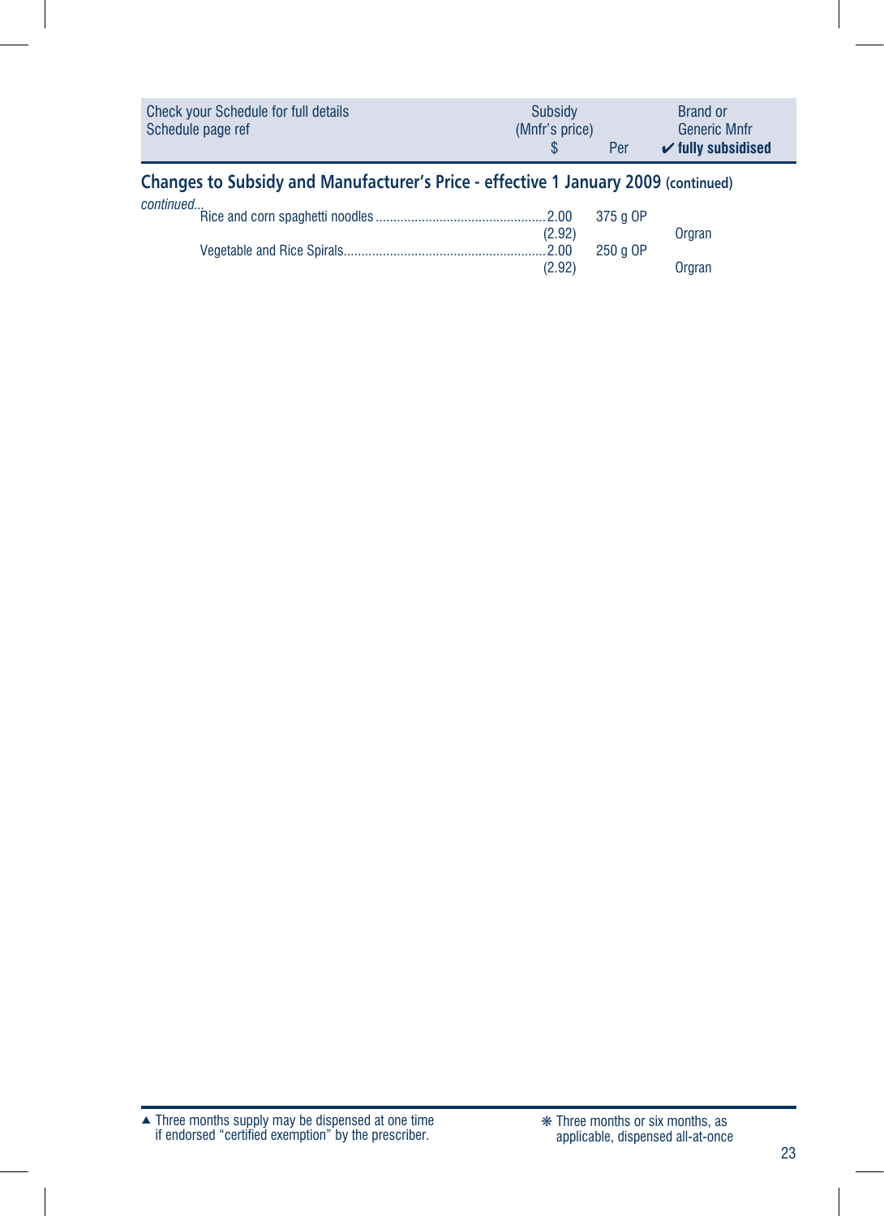| Check your Schedule for full details<br>Schedule page ref | Subsidy<br>(Mnfr's price)<br>$ | Per | Brand or<br>Generic Mnfr<br>✔ **fully subsidised** |
|---|---|---|---|

## Changes to Subsidy and Manufacturer's Price - effective 1 January 2009 (continued)

*continued...*

| | Subsidy (Mnfr's price) $ | Per | Brand or Generic Mnfr |
|---|---|---|---|
| Rice and corn spaghetti noodles | 2.00<br>(2.92) | 375 g OP | Orgran |
| Vegetable and Rice Spirals | 2.00<br>(2.92) | 250 g OP | Orgran |

▲ Three months supply may be dispensed at one time if endorsed "certified exemption" by the prescriber.

❋ Three months or six months, as applicable, dispensed all-at-once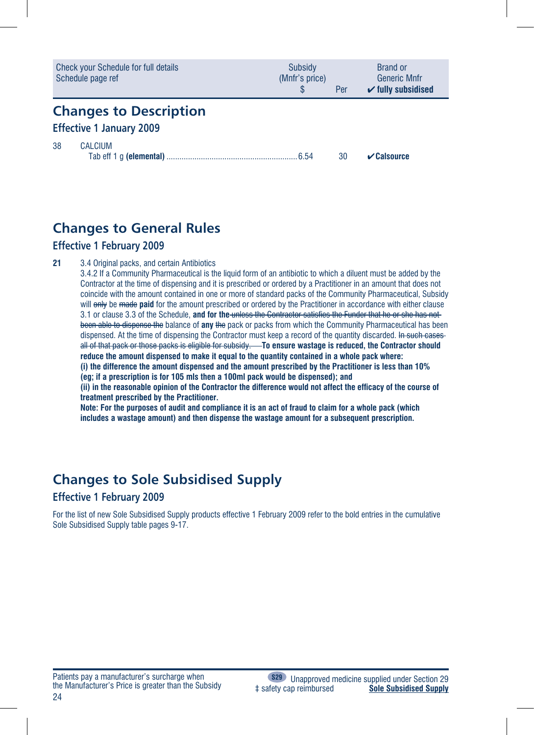| Check your Schedule for full details Schedule page ref | Subsidy (Mnfr's price) $ | Per | Brand or Generic Mnfr ✔ fully subsidised |
|---|---|---|---|

## Changes to Description

### Effective 1 January 2009

| | | | | |
|---|---|---|---|---|
| 38 | CALCIUM | | | |
| | Tab eff 1 g **(elemental)** | 6.54 | 30 | ✔**Calsource** |

## Changes to General Rules

### Effective 1 February 2009

**21** 3.4 Original packs, and certain Antibiotics

3.4.2 If a Community Pharmaceutical is the liquid form of an antibiotic to which a diluent must be added by the Contractor at the time of dispensing and it is prescribed or ordered by a Practitioner in an amount that does not coincide with the amount contained in one or more of standard packs of the Community Pharmaceutical, Subsidy will ~~only~~ be ~~made~~ **paid** for the amount prescribed or ordered by the Practitioner in accordance with either clause 3.1 or clause 3.3 of the Schedule, **and for the** ~~unless the Contractor satisfies the Funder that he or she has not been able to dispense the~~ balance of **any** ~~the~~ pack or packs from which the Community Pharmaceutical has been dispensed. At the time of dispensing the Contractor must keep a record of the quantity discarded. ~~In such cases all of that pack or those packs is eligible for subsidy.~~ **To ensure wastage is reduced, the Contractor should reduce the amount dispensed to make it equal to the quantity contained in a whole pack where:**

**(i) the difference the amount dispensed and the amount prescribed by the Practitioner is less than 10% (eg; if a prescription is for 105 mls then a 100ml pack would be dispensed); and**

**(ii) in the reasonable opinion of the Contractor the difference would not affect the efficacy of the course of treatment prescribed by the Practitioner.**

**Note: For the purposes of audit and compliance it is an act of fraud to claim for a whole pack (which includes a wastage amount) and then dispense the wastage amount for a subsequent prescription.**

## Changes to Sole Subsidised Supply

### Effective 1 February 2009

For the list of new Sole Subsidised Supply products effective 1 February 2009 refer to the bold entries in the cumulative Sole Subsidised Supply table pages 9-17.

Patients pay a manufacturer's surcharge when the Manufacturer's Price is greater than the Subsidy

S29 Unapproved medicine supplied under Section 29

‡ safety cap reimbursed

Sole Subsidised Supply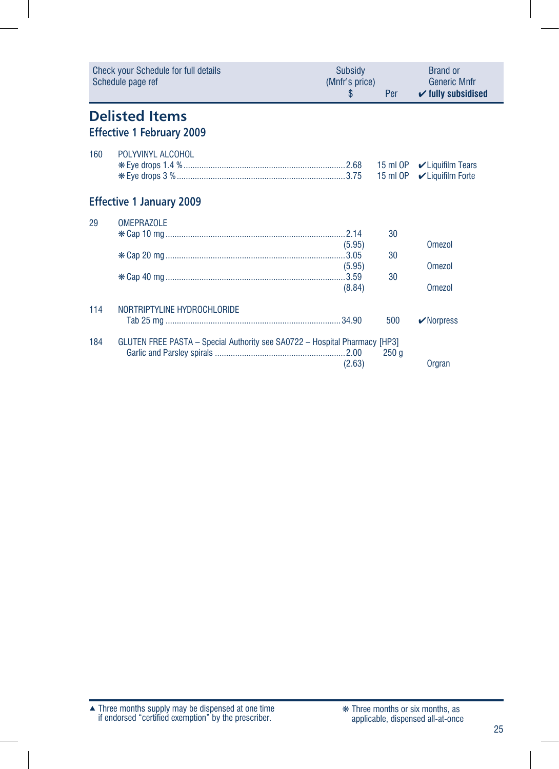| Check your Schedule for full details<br>Schedule page ref | Subsidy<br>(Mnfr's price)<br>$ | Per | Brand or<br>Generic Mnfr<br>✔ **fully subsidised** |
|---|---|---|---|

# Delisted Items

## Effective 1 February 2009

| | | | | |
|---|---|---|---|---|
| 160 | POLYVINYL ALCOHOL | | | |
| | ❋ Eye drops 1.4 % | 2.68 | 15 ml OP | ✔ Liquifilm Tears |
| | ❋ Eye drops 3 % | 3.75 | 15 ml OP | ✔ Liquifilm Forte |

## Effective 1 January 2009

| | | | | |
|---|---|---|---|---|
| 29 | OMEPRAZOLE | | | |
| | ❋ Cap 10 mg | 2.14<br>(5.95) | 30 | Omezol |
| | ❋ Cap 20 mg | 3.05<br>(5.95) | 30 | Omezol |
| | ❋ Cap 40 mg | 3.59<br>(8.84) | 30 | Omezol |
| 114 | NORTRIPTYLINE HYDROCHLORIDE | | | |
| | Tab 25 mg | 34.90 | 500 | ✔ Norpress |
| 184 | GLUTEN FREE PASTA – Special Authority see SA0722 – Hospital Pharmacy [HP3] | | | |
| | Garlic and Parsley spirals | 2.00<br>(2.63) | 250 g | Orgran |

▲ Three months supply may be dispensed at one time if endorsed "certified exemption" by the prescriber.

❋ Three months or six months, as applicable, dispensed all-at-once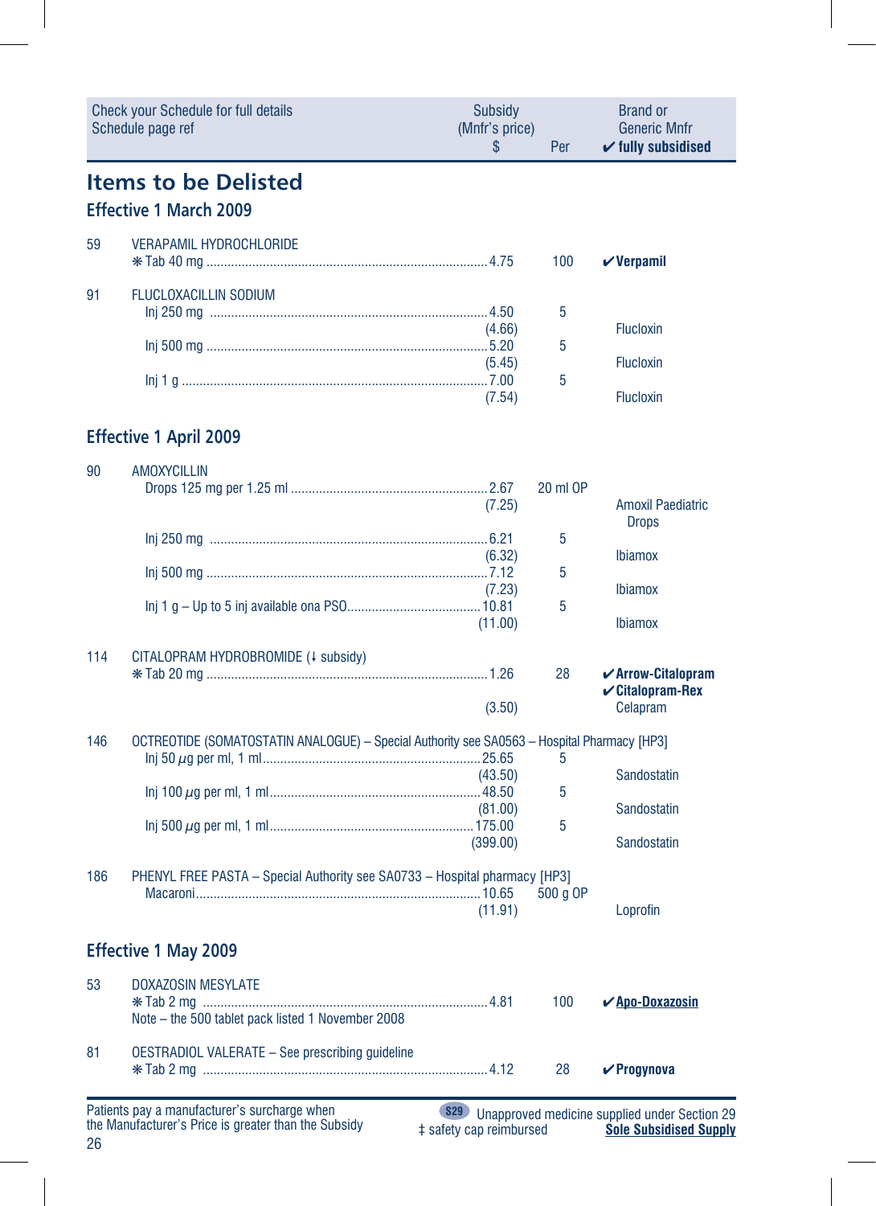| Check your Schedule for full details Schedule page ref | | Subsidy (Mnfr's price) $ | Per | Brand or Generic Mnfr ✔ fully subsidised |
|---|---|---|---|---|

# Items to be Delisted

## Effective 1 March 2009

| | | | | |
|---|---|---|---|---|
| 59 | VERAPAMIL HYDROCHLORIDE | | | |
| | ❋ Tab 40 mg | 4.75 | 100 | ✔**Verpamil** |
| 91 | FLUCLOXACILLIN SODIUM | | | |
| | Inj 250 mg | 4.50 | 5 | |
| | | (4.66) | | Flucloxin |
| | Inj 500 mg | 5.20 | 5 | |
| | | (5.45) | | Flucloxin |
| | Inj 1 g | 7.00 | 5 | |
| | | (7.54) | | Flucloxin |

## Effective 1 April 2009

| | | | | |
|---|---|---|---|---|
| 90 | AMOXYCILLIN | | | |
| | Drops 125 mg per 1.25 ml | 2.67 | 20 ml OP | |
| | | (7.25) | | Amoxil Paediatric Drops |
| | Inj 250 mg | 6.21 | 5 | |
| | | (6.32) | | Ibiamox |
| | Inj 500 mg | 7.12 | 5 | |
| | | (7.23) | | Ibiamox |
| | Inj 1 g – Up to 5 inj available ona PSO | 10.81 | 5 | |
| | | (11.00) | | Ibiamox |
| 114 | CITALOPRAM HYDROBROMIDE (↓ subsidy) | | | |
| | ❋ Tab 20 mg | 1.26 | 28 | ✔**Arrow-Citalopram** ✔**Citalopram-Rex** |
| | | (3.50) | | Celapram |
| 146 | OCTREOTIDE (SOMATOSTATIN ANALOGUE) – Special Authority see SA0563 – Hospital Pharmacy [HP3] | | | |
| | Inj 50 µg per ml, 1 ml | 25.65 | 5 | |
| | | (43.50) | | Sandostatin |
| | Inj 100 µg per ml, 1 ml | 48.50 | 5 | |
| | | (81.00) | | Sandostatin |
| | Inj 500 µg per ml, 1 ml | 175.00 | 5 | |
| | | (399.00) | | Sandostatin |
| 186 | PHENYL FREE PASTA – Special Authority see SA0733 – Hospital pharmacy [HP3] | | | |
| | Macaroni | 10.65 | 500 g OP | |
| | | (11.91) | | Loprofin |

## Effective 1 May 2009

| | | | | |
|---|---|---|---|---|
| 53 | DOXAZOSIN MESYLATE | | | |
| | ❋ Tab 2 mg | 4.81 | 100 | ✔**Apo-Doxazosin** |
| | Note – the 500 tablet pack listed 1 November 2008 | | | |
| 81 | OESTRADIOL VALERATE – See prescribing guideline | | | |
| | ❋ Tab 2 mg | 4.12 | 28 | ✔**Progynova** |

Patients pay a manufacturer's surcharge when the Manufacturer's Price is greater than the Subsidy

S29 Unapproved medicine supplied under Section 29
‡ safety cap reimbursed
**Sole Subsidised Supply**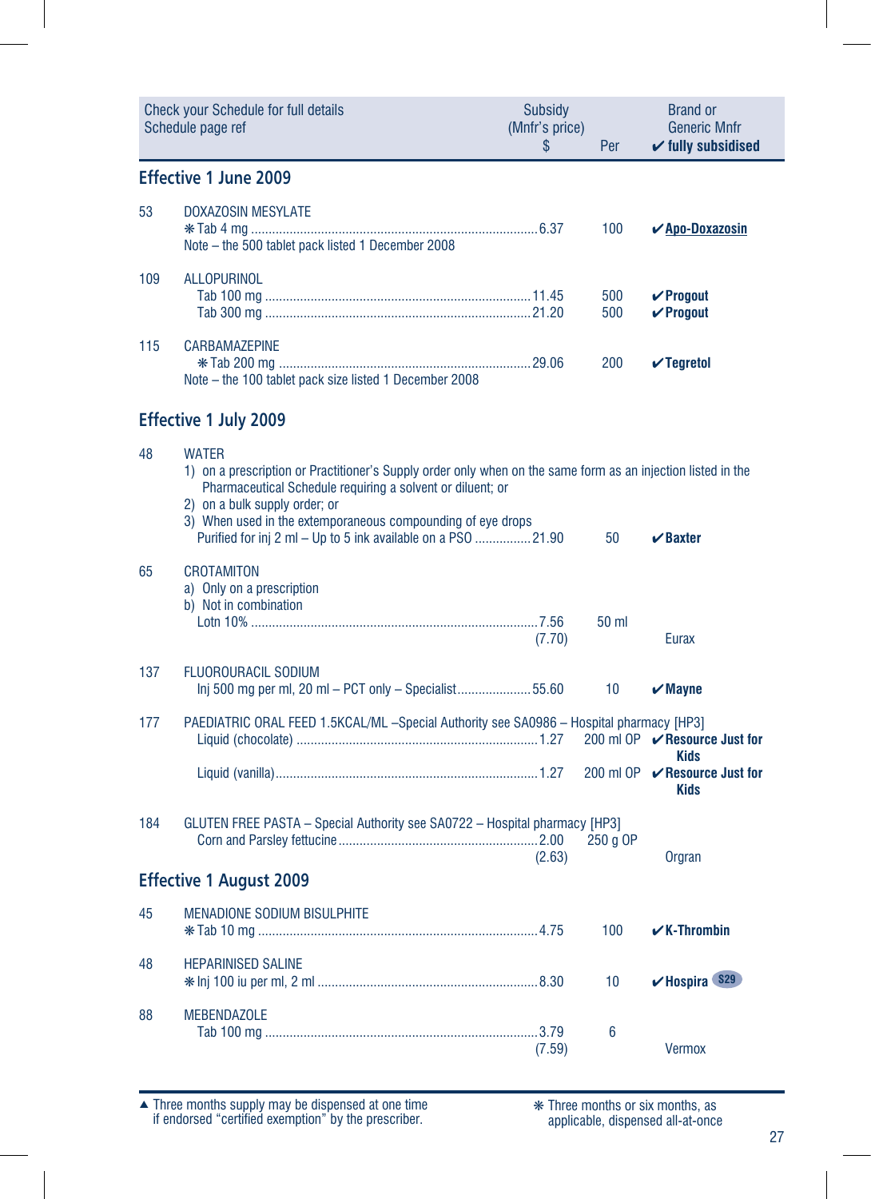| Check your Schedule for full details Schedule page ref | | Subsidy (Mnfr's price) $ | Per | Brand or Generic Mnfr ✔ fully subsidised |
|---|---|---|---|---|

## Effective 1 June 2009

| | | | | |
|---|---|---|---|---|
| 53 | DOXAZOSIN MESYLATE | | | |
| | ❋ Tab 4 mg | 6.37 | 100 | ✔ Apo-Doxazosin |
| | Note – the 500 tablet pack listed 1 December 2008 | | | |
| 109 | ALLOPURINOL | | | |
| | Tab 100 mg | 11.45 | 500 | ✔ Progout |
| | Tab 300 mg | 21.20 | 500 | ✔ Progout |
| 115 | CARBAMAZEPINE | | | |
| | ❋ Tab 200 mg | 29.06 | 200 | ✔ Tegretol |
| | Note – the 100 tablet pack size listed 1 December 2008 | | | |

## Effective 1 July 2009

| | | | | |
|---|---|---|---|---|
| 48 | WATER<br>1) on a prescription or Practitioner's Supply order only when on the same form as an injection listed in the Pharmaceutical Schedule requiring a solvent or diluent; or<br>2) on a bulk supply order; or<br>3) When used in the extemporaneous compounding of eye drops | | | |
| | Purified for inj 2 ml – Up to 5 ink available on a PSO | 21.90 | 50 | ✔ Baxter |
| 65 | CROTAMITON<br>a) Only on a prescription<br>b) Not in combination | | | |
| | Lotn 10% | 7.56<br>(7.70) | 50 ml | Eurax |
| 137 | FLUOROURACIL SODIUM | | | |
| | Inj 500 mg per ml, 20 ml – PCT only – Specialist | 55.60 | 10 | ✔ Mayne |
| 177 | PAEDIATRIC ORAL FEED 1.5KCAL/ML –Special Authority see SA0986 – Hospital pharmacy [HP3] | | | |
| | Liquid (chocolate) | 1.27 | 200 ml OP | ✔ Resource Just for Kids |
| | Liquid (vanilla) | 1.27 | 200 ml OP | ✔ Resource Just for Kids |
| 184 | GLUTEN FREE PASTA – Special Authority see SA0722 – Hospital pharmacy [HP3] | | | |
| | Corn and Parsley fettucine | 2.00<br>(2.63) | 250 g OP | Orgran |

## Effective 1 August 2009

| | | | | |
|---|---|---|---|---|
| 45 | MENADIONE SODIUM BISULPHITE | | | |
| | ❋ Tab 10 mg | 4.75 | 100 | ✔ K-Thrombin |
| 48 | HEPARINISED SALINE | | | |
| | ❋ Inj 100 iu per ml, 2 ml | 8.30 | 10 | ✔ Hospira S29 |
| 88 | MEBENDAZOLE | | | |
| | Tab 100 mg | 3.79<br>(7.59) | 6 | Vermox |

▲ Three months supply may be dispensed at one time if endorsed "certified exemption" by the prescriber.

❋ Three months or six months, as applicable, dispensed all-at-once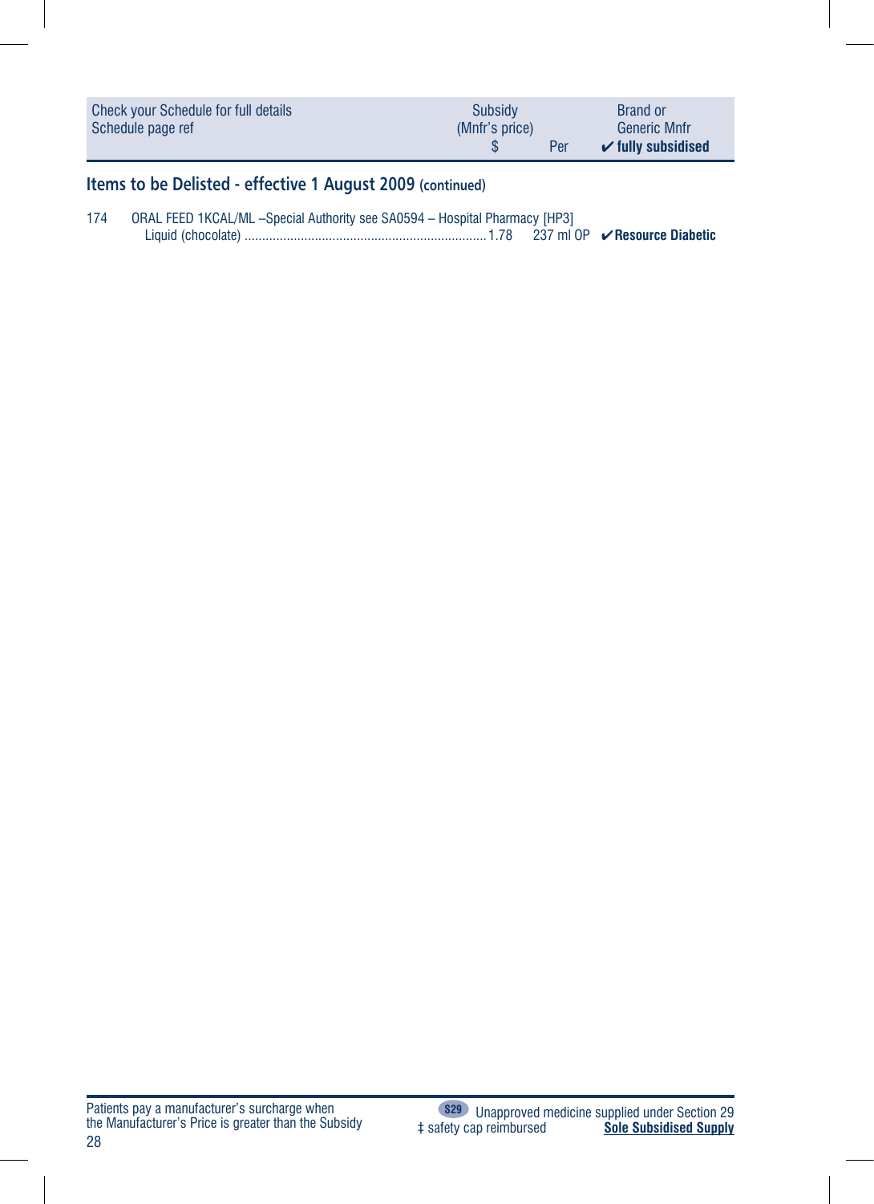| Check your Schedule for full details<br>Schedule page ref | Subsidy<br>(Mnfr's price)<br>$ | Per | Brand or<br>Generic Mnfr<br>✔ fully subsidised |
|---|---|---|---|

## Items to be Delisted - effective 1 August 2009 (continued)

| | | | |
|---|---|---|---|
| 174 ORAL FEED 1KCAL/ML –Special Authority see SA0594 – Hospital Pharmacy [HP3] | | | |
| Liquid (chocolate) | 1.78 | 237 ml OP | ✔**Resource Diabetic** |

Patients pay a manufacturer's surcharge when the Manufacturer's Price is greater than the Subsidy

S29 Unapproved medicine supplied under Section 29

‡ safety cap reimbursed

**Sole Subsidised Supply**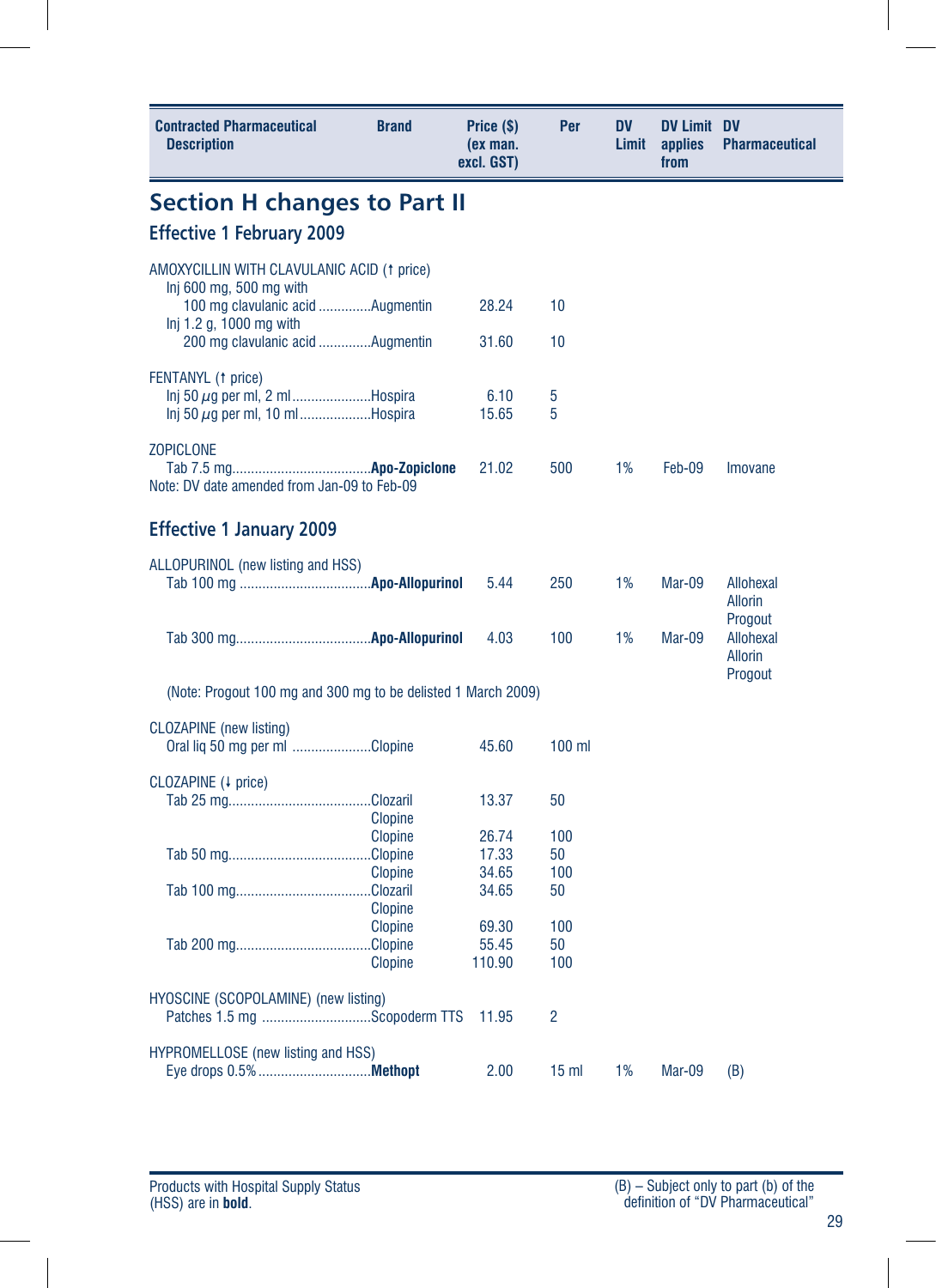| Contracted Pharmaceutical Description | Brand | Price ($) (ex man. excl. GST) | Per | DV Limit | DV Limit applies from | DV Pharmaceutical |
|---|---|---|---|---|---|---|

## Section H changes to Part II

### Effective 1 February 2009

| Contracted Pharmaceutical Description | Brand | Price ($) (ex man. excl. GST) | Per | DV Limit | DV Limit applies from | DV Pharmaceutical |
|---|---|---|---|---|---|---|
| AMOXYCILLIN WITH CLAVULANIC ACID (↑ price) | | | | | | |
| Inj 600 mg, 500 mg with 100 mg clavulanic acid | Augmentin | 28.24 | 10 | | | |
| Inj 1.2 g, 1000 mg with 200 mg clavulanic acid | Augmentin | 31.60 | 10 | | | |
| FENTANYL (↑ price) | | | | | | |
| Inj 50 µg per ml, 2 ml | Hospira | 6.10 | 5 | | | |
| Inj 50 µg per ml, 10 ml | Hospira | 15.65 | 5 | | | |
| ZOPICLONE | | | | | | |
| Tab 7.5 mg | **Apo-Zopiclone** | 21.02 | 500 | 1% | Feb-09 | Imovane |
| Note: DV date amended from Jan-09 to Feb-09 | | | | | | |

### Effective 1 January 2009

| Contracted Pharmaceutical Description | Brand | Price ($) (ex man. excl. GST) | Per | DV Limit | DV Limit applies from | DV Pharmaceutical |
|---|---|---|---|---|---|---|
| ALLOPURINOL (new listing and HSS) | | | | | | |
| Tab 100 mg | **Apo-Allopurinol** | 5.44 | 250 | 1% | Mar-09 | Allohexal Allorin Progout |
| Tab 300 mg | **Apo-Allopurinol** | 4.03 | 100 | 1% | Mar-09 | Allohexal Allorin Progout |
| (Note: Progout 100 mg and 300 mg to be delisted 1 March 2009) | | | | | | |
| CLOZAPINE (new listing) | | | | | | |
| Oral liq 50 mg per ml | Clopine | 45.60 | 100 ml | | | |
| CLOZAPINE (↓ price) | | | | | | |
| Tab 25 mg | Clozaril | 13.37 | 50 | | | |
| | Clopine | | | | | |
| | Clopine | 26.74 | 100 | | | |
| Tab 50 mg | Clopine | 17.33 | 50 | | | |
| | Clopine | 34.65 | 100 | | | |
| Tab 100 mg | Clozaril | 34.65 | 50 | | | |
| | Clopine | | | | | |
| | Clopine | 69.30 | 100 | | | |
| Tab 200 mg | Clopine | 55.45 | 50 | | | |
| | Clopine | 110.90 | 100 | | | |
| HYOSCINE (SCOPOLAMINE) (new listing) | | | | | | |
| Patches 1.5 mg | Scopoderm TTS | 11.95 | 2 | | | |
| HYPROMELLOSE (new listing and HSS) | | | | | | |
| Eye drops 0.5% | **Methopt** | 2.00 | 15 ml | 1% | Mar-09 | (B) |

Products with Hospital Supply Status (HSS) are in **bold**.

(B) – Subject only to part (b) of the definition of "DV Pharmaceutical"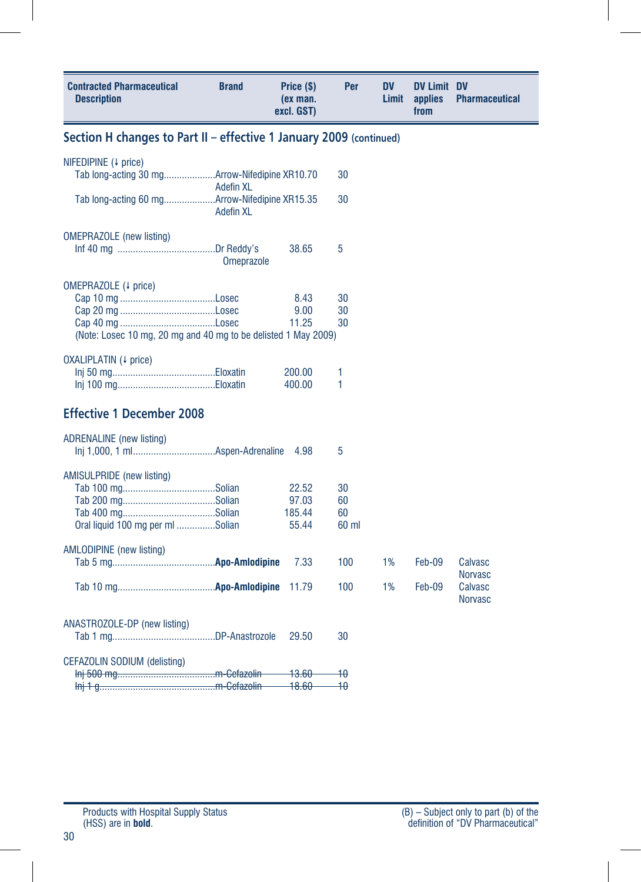| Contracted Pharmaceutical Description | Brand | Price ($) (ex man. excl. GST) | Per | DV Limit | DV Limit applies from | DV Pharmaceutical |
|---|---|---|---|---|---|---|

## Section H changes to Part II – effective 1 January 2009 (continued)

| Contracted Pharmaceutical Description | Brand | Price ($) (ex man. excl. GST) | Per | DV Limit | DV Limit applies from | DV Pharmaceutical |
|---|---|---|---|---|---|---|
| **NIFEDIPINE (↓ price)** | | | | | | |
| Tab long-acting 30 mg | Arrow-Nifedipine XR Adefin XL | 10.70 | 30 | | | |
| Tab long-acting 60 mg | Arrow-Nifedipine XR Adefin XL | 15.35 | 30 | | | |
| **OMEPRAZOLE (new listing)** | | | | | | |
| Inf 40 mg | Dr Reddy's Omeprazole | 38.65 | 5 | | | |
| **OMEPRAZOLE (↓ price)** | | | | | | |
| Cap 10 mg | Losec | 8.43 | 30 | | | |
| Cap 20 mg | Losec | 9.00 | 30 | | | |
| Cap 40 mg | Losec | 11.25 | 30 | | | |
| (Note: Losec 10 mg, 20 mg and 40 mg to be delisted 1 May 2009) | | | | | | |
| **OXALIPLATIN (↓ price)** | | | | | | |
| Inj 50 mg | Eloxatin | 200.00 | 1 | | | |
| Inj 100 mg | Eloxatin | 400.00 | 1 | | | |

## Effective 1 December 2008

| Contracted Pharmaceutical Description | Brand | Price ($) (ex man. excl. GST) | Per | DV Limit | DV Limit applies from | DV Pharmaceutical |
|---|---|---|---|---|---|---|
| **ADRENALINE (new listing)** | | | | | | |
| Inj 1,000, 1 ml | Aspen-Adrenaline | 4.98 | 5 | | | |
| **AMISULPRIDE (new listing)** | | | | | | |
| Tab 100 mg | Solian | 22.52 | 30 | | | |
| Tab 200 mg | Solian | 97.03 | 60 | | | |
| Tab 400 mg | Solian | 185.44 | 60 | | | |
| Oral liquid 100 mg per ml | Solian | 55.44 | 60 ml | | | |
| **AMLODIPINE (new listing)** | | | | | | |
| Tab 5 mg | **Apo-Amlodipine** | 7.33 | 100 | 1% | Feb-09 | Calvasc Norvasc |
| Tab 10 mg | **Apo-Amlodipine** | 11.79 | 100 | 1% | Feb-09 | Calvasc Norvasc |
| **ANASTROZOLE-DP (new listing)** | | | | | | |
| Tab 1 mg | DP-Anastrozole | 29.50 | 30 | | | |
| **CEFAZOLIN SODIUM (delisting)** | | | | | | |
| ~~Inj 500 mg~~ | ~~m-Cefazolin~~ | ~~13.60~~ | ~~10~~ | | | |
| ~~Inj 1 g~~ | ~~m-Cefazolin~~ | ~~18.60~~ | ~~10~~ | | | |

Products with Hospital Supply Status (HSS) are in **bold**.

(B) – Subject only to part (b) of the definition of "DV Pharmaceutical"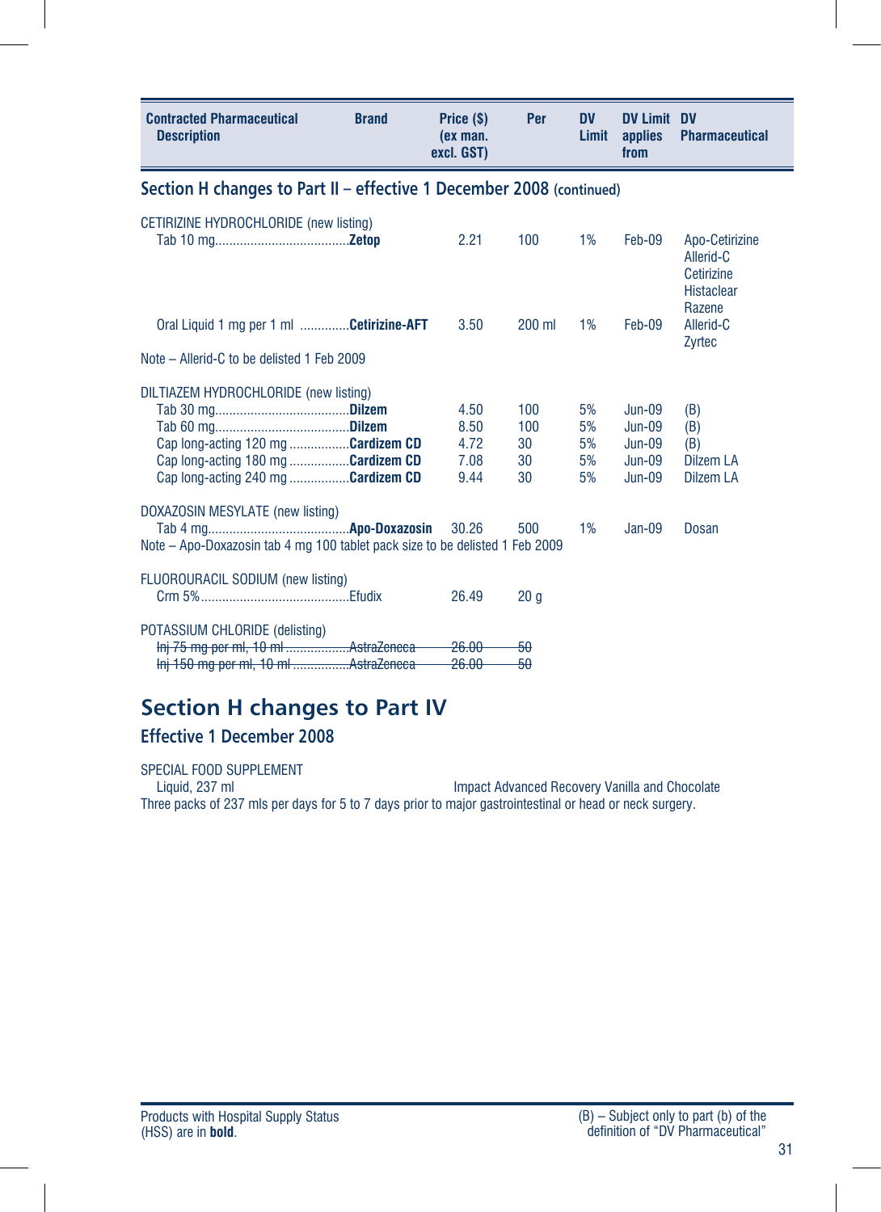| Contracted Pharmaceutical Description | Brand | Price ($) (ex man. excl. GST) | Per | DV Limit | DV Limit applies from | DV Pharmaceutical |
|---|---|---|---|---|---|---|

## Section H changes to Part II – effective 1 December 2008 (continued)

| Contracted Pharmaceutical Description | Brand | Price ($) (ex man. excl. GST) | Per | DV Limit | DV Limit applies from | DV Pharmaceutical |
|---|---|---|---|---|---|---|
| CETIRIZINE HYDROCHLORIDE (new listing) | | | | | | |
| Tab 10 mg | **Zetop** | 2.21 | 100 | 1% | Feb-09 | Apo-Cetirizine Allerid-C Cetirizine Histaclear Razene |
| Oral Liquid 1 mg per 1 ml | **Cetirizine-AFT** | 3.50 | 200 ml | 1% | Feb-09 | Allerid-C Zyrtec |
| Note – Allerid-C to be delisted 1 Feb 2009 | | | | | | |
| DILTIAZEM HYDROCHLORIDE (new listing) | | | | | | |
| Tab 30 mg | **Dilzem** | 4.50 | 100 | 5% | Jun-09 | (B) |
| Tab 60 mg | **Dilzem** | 8.50 | 100 | 5% | Jun-09 | (B) |
| Cap long-acting 120 mg | **Cardizem CD** | 4.72 | 30 | 5% | Jun-09 | (B) |
| Cap long-acting 180 mg | **Cardizem CD** | 7.08 | 30 | 5% | Jun-09 | Dilzem LA |
| Cap long-acting 240 mg | **Cardizem CD** | 9.44 | 30 | 5% | Jun-09 | Dilzem LA |
| DOXAZOSIN MESYLATE (new listing) | | | | | | |
| Tab 4 mg | **Apo-Doxazosin** | 30.26 | 500 | 1% | Jan-09 | Dosan |
| Note – Apo-Doxazosin tab 4 mg 100 tablet pack size to be delisted 1 Feb 2009 | | | | | | |
| FLUOROURACIL SODIUM (new listing) | | | | | | |
| Crm 5% | Efudix | 26.49 | 20 g | | | |
| POTASSIUM CHLORIDE (delisting) | | | | | | |
| ~~Inj 75 mg per ml, 10 ml~~ | ~~AstraZeneca~~ | ~~26.00~~ | ~~50~~ | | | |
| ~~Inj 150 mg per ml, 10 ml~~ | ~~AstraZeneca~~ | ~~26.00~~ | ~~50~~ | | | |

# Section H changes to Part IV

## Effective 1 December 2008

SPECIAL FOOD SUPPLEMENT

Liquid, 237 ml — Impact Advanced Recovery Vanilla and Chocolate

Three packs of 237 mls per days for 5 to 7 days prior to major gastrointestinal or head or neck surgery.

Products with Hospital Supply Status (HSS) are in **bold**.

(B) – Subject only to part (b) of the definition of "DV Pharmaceutical"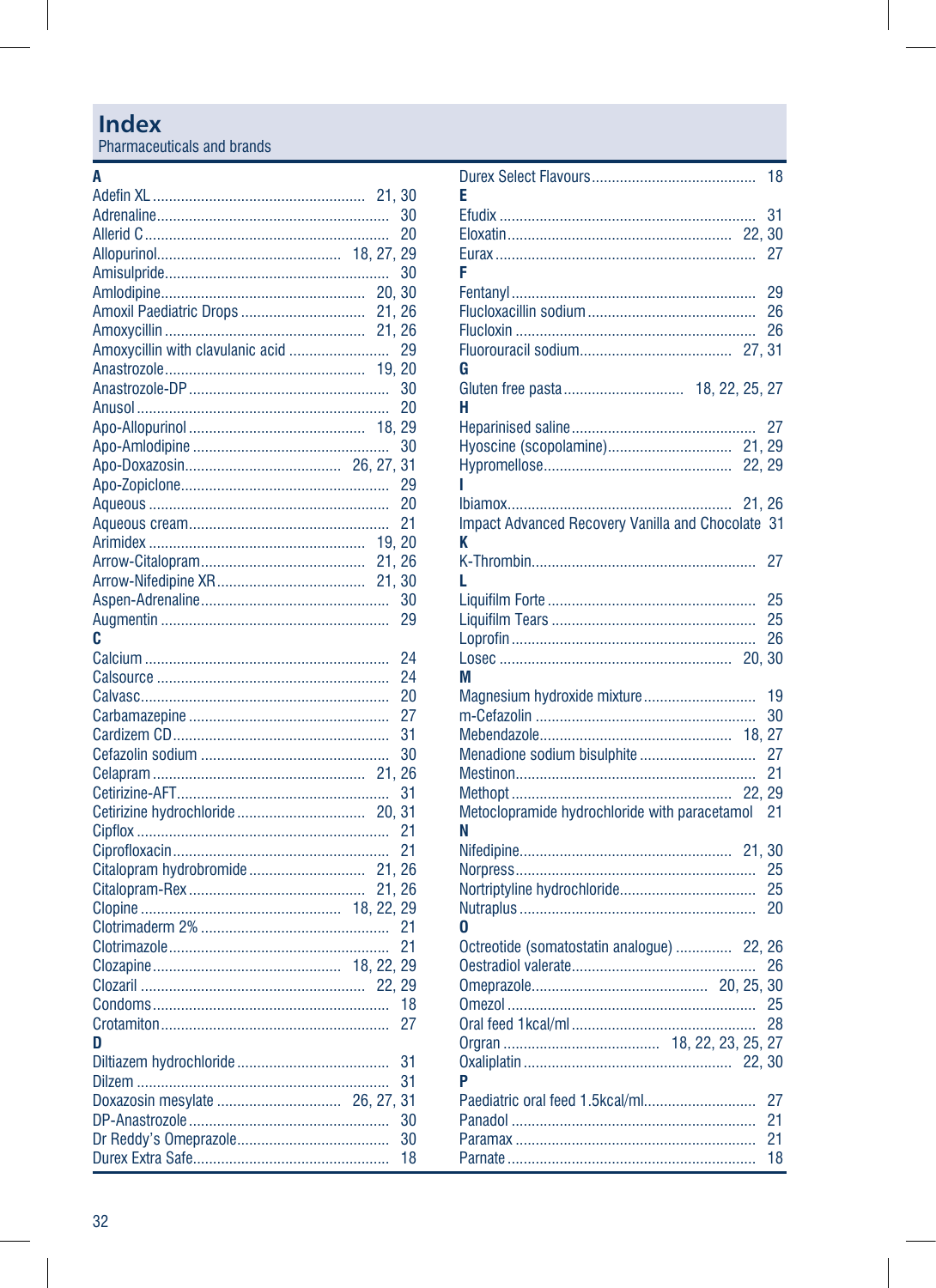# Index

Pharmaceuticals and brands

**A**

Adefin XL ..... 21, 30
Adrenaline ..... 30
Allerid C ..... 20
Allopurinol ..... 18, 27, 29
Amisulpride ..... 30
Amlodipine ..... 20, 30
Amoxil Paediatric Drops ..... 21, 26
Amoxycillin ..... 21, 26
Amoxycillin with clavulanic acid ..... 29
Anastrozole ..... 19, 20
Anastrozole-DP ..... 30
Anusol ..... 20
Apo-Allopurinol ..... 18, 29
Apo-Amlodipine ..... 30
Apo-Doxazosin ..... 26, 27, 31
Apo-Zopiclone ..... 29
Aqueous ..... 20
Aqueous cream ..... 21
Arimidex ..... 19, 20
Arrow-Citalopram ..... 21, 26
Arrow-Nifedipine XR ..... 21, 30
Aspen-Adrenaline ..... 30
Augmentin ..... 29

**C**

Calcium ..... 24
Calsource ..... 24
Calvasc ..... 20
Carbamazepine ..... 27
Cardizem CD ..... 31
Cefazolin sodium ..... 30
Celapram ..... 21, 26
Cetirizine-AFT ..... 31
Cetirizine hydrochloride ..... 20, 31
Cipflox ..... 21
Ciprofloxacin ..... 21
Citalopram hydrobromide ..... 21, 26
Citalopram-Rex ..... 21, 26
Clopine ..... 18, 22, 29
Clotrimaderm 2% ..... 21
Clotrimazole ..... 21
Clozapine ..... 18, 22, 29
Clozaril ..... 22, 29
Condoms ..... 18
Crotamiton ..... 27

**D**

Diltiazem hydrochloride ..... 31
Dilzem ..... 31
Doxazosin mesylate ..... 26, 27, 31
DP-Anastrozole ..... 30
Dr Reddy's Omeprazole ..... 30
Durex Extra Safe ..... 18
Durex Select Flavours ..... 18

**E**

Efudix ..... 31
Eloxatin ..... 22, 30
Eurax ..... 27

**F**

Fentanyl ..... 29
Flucloxacillin sodium ..... 26
Flucloxin ..... 26
Fluorouracil sodium ..... 27, 31

**G**

Gluten free pasta ..... 18, 22, 25, 27

**H**

Heparinised saline ..... 27
Hyoscine (scopolamine) ..... 21, 29
Hypromellose ..... 22, 29

**I**

Ibiamox ..... 21, 26
Impact Advanced Recovery Vanilla and Chocolate 31

**K**

K-Thrombin ..... 27

**L**

Liquifilm Forte ..... 25
Liquifilm Tears ..... 25
Loprofin ..... 26
Losec ..... 20, 30

**M**

Magnesium hydroxide mixture ..... 19
m-Cefazolin ..... 30
Mebendazole ..... 18, 27
Menadione sodium bisulphite ..... 27
Mestinon ..... 21
Methopt ..... 22, 29
Metoclopramide hydrochloride with paracetamol 21

**N**

Nifedipine ..... 21, 30
Norpress ..... 25
Nortriptyline hydrochloride ..... 25
Nutraplus ..... 20

**O**

Octreotide (somatostatin analogue) ..... 22, 26
Oestradiol valerate ..... 26
Omeprazole ..... 20, 25, 30
Omezol ..... 25
Oral feed 1kcal/ml ..... 28
Orgran ..... 18, 22, 23, 25, 27
Oxaliplatin ..... 22, 30

**P**

Paediatric oral feed 1.5kcal/ml ..... 27
Panadol ..... 21
Paramax ..... 21
Parnate ..... 18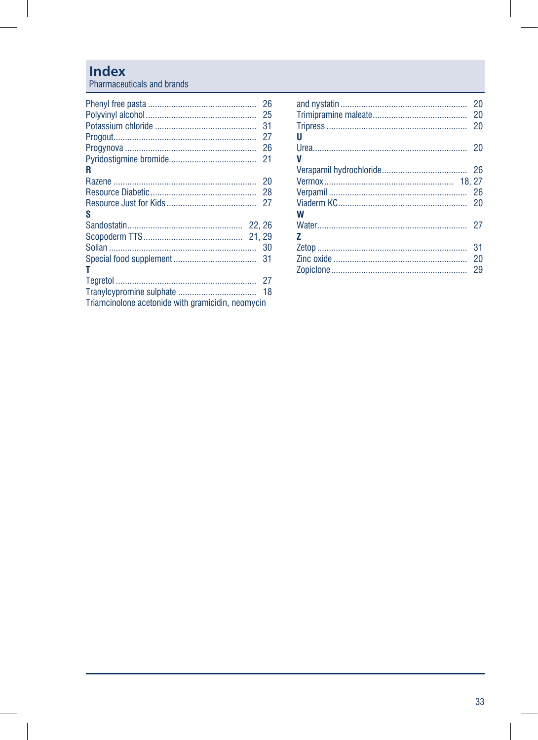# Index

Pharmaceuticals and brands

Phenyl free pasta .............................................. 26
Polyvinyl alcohol ............................................... 25
Potassium chloride ............................................ 31
Progout.............................................................. 27
Progynova ......................................................... 26
Pyridostigmine bromide...................................... 21

**R**

Razene .............................................................. 20
Resource Diabetic .............................................. 28
Resource Just for Kids ....................................... 27

**S**

Sandostatin.................................................. 22, 26
Scopoderm TTS ........................................... 21, 29
Solian ................................................................ 30
Special food supplement .................................... 31

**T**

Tegretol ............................................................. 27
Tranylcypromine sulphate .................................. 18
Triamcinolone acetonide with gramicidin, neomycin and nystatin ...................................................... 20
Trimipramine maleate......................................... 20
Tripress ............................................................. 20

**U**

Urea................................................................... 20

**V**

Verapamil hydrochloride..................................... 26
Vermox ........................................................ 18, 27
Verpamil ............................................................ 26
Viaderm KC........................................................ 20

**W**

Water................................................................. 27

**Z**

Zetop ................................................................. 31
Zinc oxide .......................................................... 20
Zopiclone ........................................................... 29